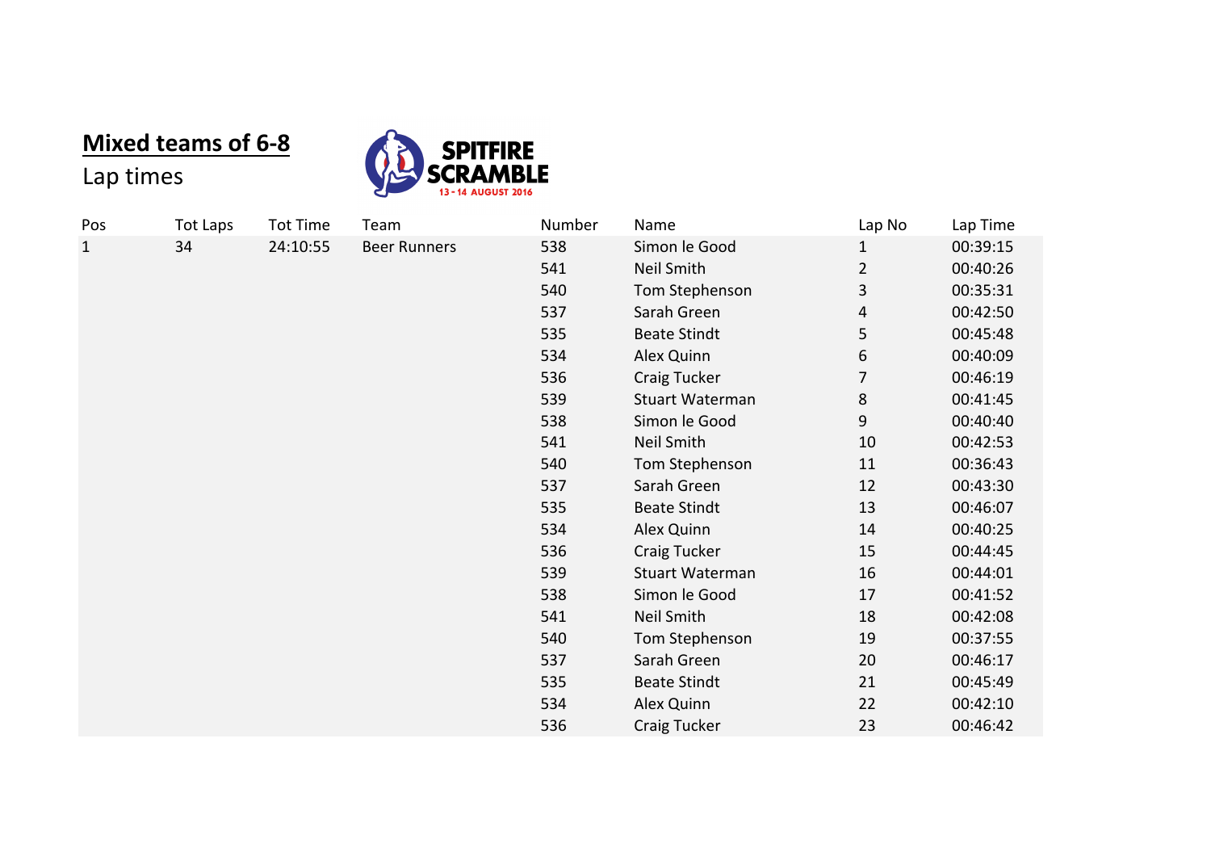# Mixed teams of 6-8

Lap times

| Pos | Tot Laps | Tot Time | Team | Number | Name | Lap No | Lap Time |
|---|---|---|---|---|---|---|---|
| 1 | 34 | 24:10:55 | Beer Runners | 538 | Simon le Good | 1 | 00:39:15 |
| | | | | 541 | Neil Smith | 2 | 00:40:26 |
| | | | | 540 | Tom Stephenson | 3 | 00:35:31 |
| | | | | 537 | Sarah Green | 4 | 00:42:50 |
| | | | | 535 | Beate Stindt | 5 | 00:45:48 |
| | | | | 534 | Alex Quinn | 6 | 00:40:09 |
| | | | | 536 | Craig Tucker | 7 | 00:46:19 |
| | | | | 539 | Stuart Waterman | 8 | 00:41:45 |
| | | | | 538 | Simon le Good | 9 | 00:40:40 |
| | | | | 541 | Neil Smith | 10 | 00:42:53 |
| | | | | 540 | Tom Stephenson | 11 | 00:36:43 |
| | | | | 537 | Sarah Green | 12 | 00:43:30 |
| | | | | 535 | Beate Stindt | 13 | 00:46:07 |
| | | | | 534 | Alex Quinn | 14 | 00:40:25 |
| | | | | 536 | Craig Tucker | 15 | 00:44:45 |
| | | | | 539 | Stuart Waterman | 16 | 00:44:01 |
| | | | | 538 | Simon le Good | 17 | 00:41:52 |
| | | | | 541 | Neil Smith | 18 | 00:42:08 |
| | | | | 540 | Tom Stephenson | 19 | 00:37:55 |
| | | | | 537 | Sarah Green | 20 | 00:46:17 |
| | | | | 535 | Beate Stindt | 21 | 00:45:49 |
| | | | | 534 | Alex Quinn | 22 | 00:42:10 |
| | | | | 536 | Craig Tucker | 23 | 00:46:42 |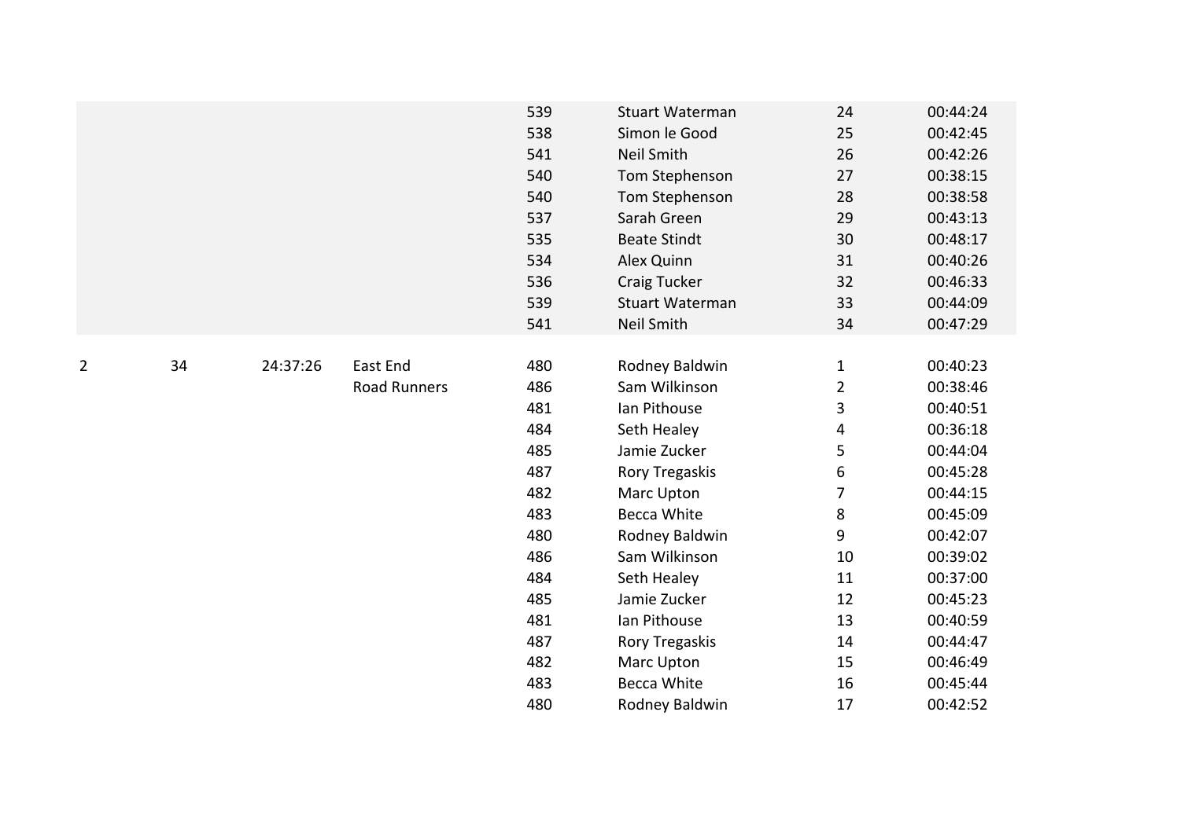| | | | | | | | |
|---|---|---|---|---|---|---|---|
| | | | | 539 | Stuart Waterman | 24 | 00:44:24 |
| | | | | 538 | Simon le Good | 25 | 00:42:45 |
| | | | | 541 | Neil Smith | 26 | 00:42:26 |
| | | | | 540 | Tom Stephenson | 27 | 00:38:15 |
| | | | | 540 | Tom Stephenson | 28 | 00:38:58 |
| | | | | 537 | Sarah Green | 29 | 00:43:13 |
| | | | | 535 | Beate Stindt | 30 | 00:48:17 |
| | | | | 534 | Alex Quinn | 31 | 00:40:26 |
| | | | | 536 | Craig Tucker | 32 | 00:46:33 |
| | | | | 539 | Stuart Waterman | 33 | 00:44:09 |
| | | | | 541 | Neil Smith | 34 | 00:47:29 |
| 2 | 34 | 24:37:26 | East End Road Runners | 480 | Rodney Baldwin | 1 | 00:40:23 |
| | | | | 486 | Sam Wilkinson | 2 | 00:38:46 |
| | | | | 481 | Ian Pithouse | 3 | 00:40:51 |
| | | | | 484 | Seth Healey | 4 | 00:36:18 |
| | | | | 485 | Jamie Zucker | 5 | 00:44:04 |
| | | | | 487 | Rory Tregaskis | 6 | 00:45:28 |
| | | | | 482 | Marc Upton | 7 | 00:44:15 |
| | | | | 483 | Becca White | 8 | 00:45:09 |
| | | | | 480 | Rodney Baldwin | 9 | 00:42:07 |
| | | | | 486 | Sam Wilkinson | 10 | 00:39:02 |
| | | | | 484 | Seth Healey | 11 | 00:37:00 |
| | | | | 485 | Jamie Zucker | 12 | 00:45:23 |
| | | | | 481 | Ian Pithouse | 13 | 00:40:59 |
| | | | | 487 | Rory Tregaskis | 14 | 00:44:47 |
| | | | | 482 | Marc Upton | 15 | 00:46:49 |
| | | | | 483 | Becca White | 16 | 00:45:44 |
| | | | | 480 | Rodney Baldwin | 17 | 00:42:52 |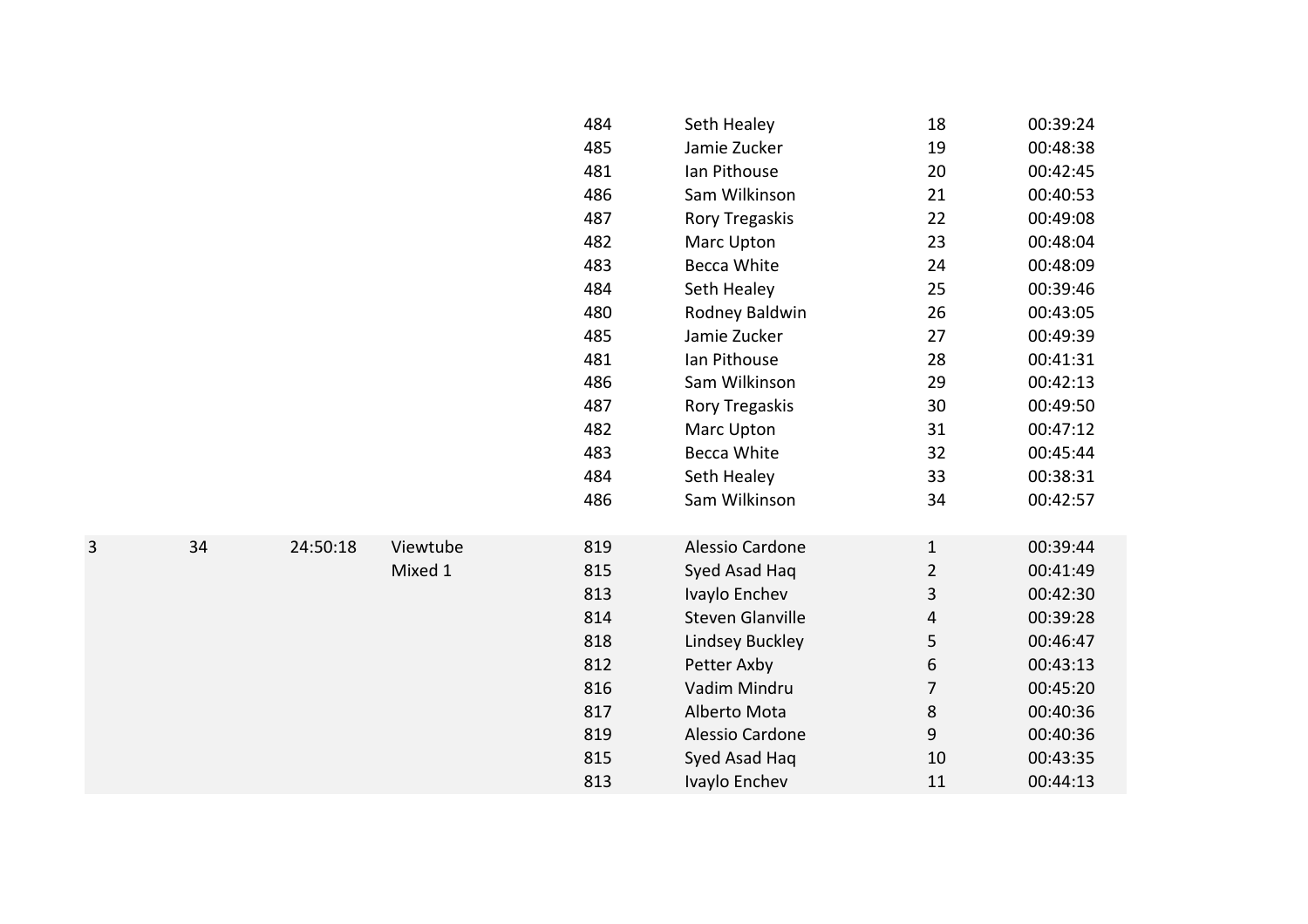| | | | | 484 | Seth Healey | 18 | 00:39:24 |
|---|---|---|---|---|---|---|---|
| | | | | 485 | Jamie Zucker | 19 | 00:48:38 |
| | | | | 481 | Ian Pithouse | 20 | 00:42:45 |
| | | | | 486 | Sam Wilkinson | 21 | 00:40:53 |
| | | | | 487 | Rory Tregaskis | 22 | 00:49:08 |
| | | | | 482 | Marc Upton | 23 | 00:48:04 |
| | | | | 483 | Becca White | 24 | 00:48:09 |
| | | | | 484 | Seth Healey | 25 | 00:39:46 |
| | | | | 480 | Rodney Baldwin | 26 | 00:43:05 |
| | | | | 485 | Jamie Zucker | 27 | 00:49:39 |
| | | | | 481 | Ian Pithouse | 28 | 00:41:31 |
| | | | | 486 | Sam Wilkinson | 29 | 00:42:13 |
| | | | | 487 | Rory Tregaskis | 30 | 00:49:50 |
| | | | | 482 | Marc Upton | 31 | 00:47:12 |
| | | | | 483 | Becca White | 32 | 00:45:44 |
| | | | | 484 | Seth Healey | 33 | 00:38:31 |
| | | | | 486 | Sam Wilkinson | 34 | 00:42:57 |
| 3 | 34 | 24:50:18 | Viewtube | 819 | Alessio Cardone | 1 | 00:39:44 |
| | | | Mixed 1 | 815 | Syed Asad Haq | 2 | 00:41:49 |
| | | | | 813 | Ivaylo Enchev | 3 | 00:42:30 |
| | | | | 814 | Steven Glanville | 4 | 00:39:28 |
| | | | | 818 | Lindsey Buckley | 5 | 00:46:47 |
| | | | | 812 | Petter Axby | 6 | 00:43:13 |
| | | | | 816 | Vadim Mindru | 7 | 00:45:20 |
| | | | | 817 | Alberto Mota | 8 | 00:40:36 |
| | | | | 819 | Alessio Cardone | 9 | 00:40:36 |
| | | | | 815 | Syed Asad Haq | 10 | 00:43:35 |
| | | | | 813 | Ivaylo Enchev | 11 | 00:44:13 |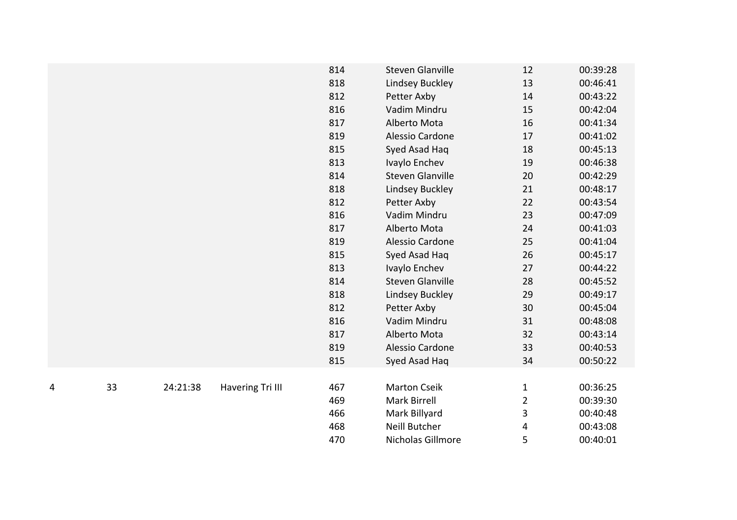| | | | | | | | |
|---|---|---|---|---|---|---|---|
| | | | | 814 | Steven Glanville | 12 | 00:39:28 |
| | | | | 818 | Lindsey Buckley | 13 | 00:46:41 |
| | | | | 812 | Petter Axby | 14 | 00:43:22 |
| | | | | 816 | Vadim Mindru | 15 | 00:42:04 |
| | | | | 817 | Alberto Mota | 16 | 00:41:34 |
| | | | | 819 | Alessio Cardone | 17 | 00:41:02 |
| | | | | 815 | Syed Asad Haq | 18 | 00:45:13 |
| | | | | 813 | Ivaylo Enchev | 19 | 00:46:38 |
| | | | | 814 | Steven Glanville | 20 | 00:42:29 |
| | | | | 818 | Lindsey Buckley | 21 | 00:48:17 |
| | | | | 812 | Petter Axby | 22 | 00:43:54 |
| | | | | 816 | Vadim Mindru | 23 | 00:47:09 |
| | | | | 817 | Alberto Mota | 24 | 00:41:03 |
| | | | | 819 | Alessio Cardone | 25 | 00:41:04 |
| | | | | 815 | Syed Asad Haq | 26 | 00:45:17 |
| | | | | 813 | Ivaylo Enchev | 27 | 00:44:22 |
| | | | | 814 | Steven Glanville | 28 | 00:45:52 |
| | | | | 818 | Lindsey Buckley | 29 | 00:49:17 |
| | | | | 812 | Petter Axby | 30 | 00:45:04 |
| | | | | 816 | Vadim Mindru | 31 | 00:48:08 |
| | | | | 817 | Alberto Mota | 32 | 00:43:14 |
| | | | | 819 | Alessio Cardone | 33 | 00:40:53 |
| | | | | 815 | Syed Asad Haq | 34 | 00:50:22 |
| 4 | 33 | 24:21:38 | Havering Tri III | 467 | Marton Cseik | 1 | 00:36:25 |
| | | | | 469 | Mark Birrell | 2 | 00:39:30 |
| | | | | 466 | Mark Billyard | 3 | 00:40:48 |
| | | | | 468 | Neill Butcher | 4 | 00:43:08 |
| | | | | 470 | Nicholas Gillmore | 5 | 00:40:01 |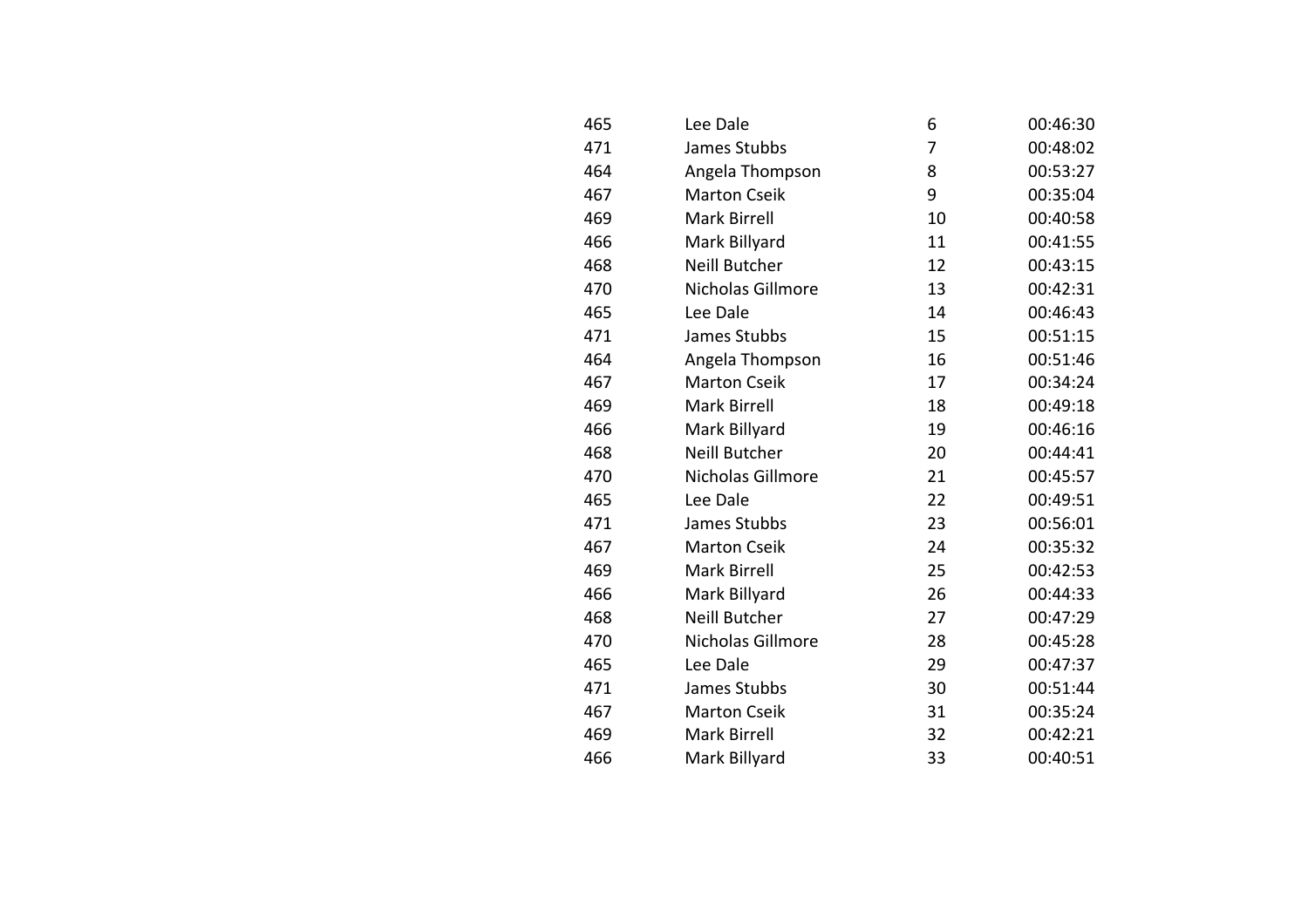| | | | |
|---|---|---|---|
| 465 | Lee Dale | 6 | 00:46:30 |
| 471 | James Stubbs | 7 | 00:48:02 |
| 464 | Angela Thompson | 8 | 00:53:27 |
| 467 | Marton Cseik | 9 | 00:35:04 |
| 469 | Mark Birrell | 10 | 00:40:58 |
| 466 | Mark Billyard | 11 | 00:41:55 |
| 468 | Neill Butcher | 12 | 00:43:15 |
| 470 | Nicholas Gillmore | 13 | 00:42:31 |
| 465 | Lee Dale | 14 | 00:46:43 |
| 471 | James Stubbs | 15 | 00:51:15 |
| 464 | Angela Thompson | 16 | 00:51:46 |
| 467 | Marton Cseik | 17 | 00:34:24 |
| 469 | Mark Birrell | 18 | 00:49:18 |
| 466 | Mark Billyard | 19 | 00:46:16 |
| 468 | Neill Butcher | 20 | 00:44:41 |
| 470 | Nicholas Gillmore | 21 | 00:45:57 |
| 465 | Lee Dale | 22 | 00:49:51 |
| 471 | James Stubbs | 23 | 00:56:01 |
| 467 | Marton Cseik | 24 | 00:35:32 |
| 469 | Mark Birrell | 25 | 00:42:53 |
| 466 | Mark Billyard | 26 | 00:44:33 |
| 468 | Neill Butcher | 27 | 00:47:29 |
| 470 | Nicholas Gillmore | 28 | 00:45:28 |
| 465 | Lee Dale | 29 | 00:47:37 |
| 471 | James Stubbs | 30 | 00:51:44 |
| 467 | Marton Cseik | 31 | 00:35:24 |
| 469 | Mark Birrell | 32 | 00:42:21 |
| 466 | Mark Billyard | 33 | 00:40:51 |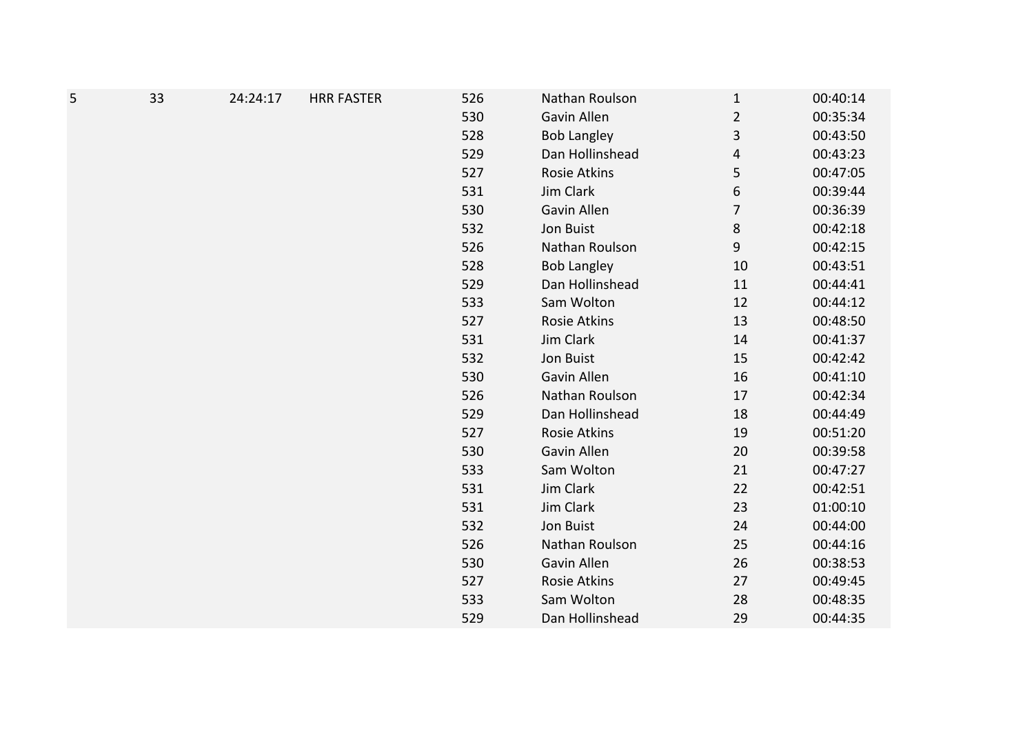| | | | | | | | |
|---|---|---|---|---|---|---|---|
| 5 | 33 | 24:24:17 | HRR FASTER | 526 | Nathan Roulson | 1 | 00:40:14 |
| | | | | 530 | Gavin Allen | 2 | 00:35:34 |
| | | | | 528 | Bob Langley | 3 | 00:43:50 |
| | | | | 529 | Dan Hollinshead | 4 | 00:43:23 |
| | | | | 527 | Rosie Atkins | 5 | 00:47:05 |
| | | | | 531 | Jim Clark | 6 | 00:39:44 |
| | | | | 530 | Gavin Allen | 7 | 00:36:39 |
| | | | | 532 | Jon Buist | 8 | 00:42:18 |
| | | | | 526 | Nathan Roulson | 9 | 00:42:15 |
| | | | | 528 | Bob Langley | 10 | 00:43:51 |
| | | | | 529 | Dan Hollinshead | 11 | 00:44:41 |
| | | | | 533 | Sam Wolton | 12 | 00:44:12 |
| | | | | 527 | Rosie Atkins | 13 | 00:48:50 |
| | | | | 531 | Jim Clark | 14 | 00:41:37 |
| | | | | 532 | Jon Buist | 15 | 00:42:42 |
| | | | | 530 | Gavin Allen | 16 | 00:41:10 |
| | | | | 526 | Nathan Roulson | 17 | 00:42:34 |
| | | | | 529 | Dan Hollinshead | 18 | 00:44:49 |
| | | | | 527 | Rosie Atkins | 19 | 00:51:20 |
| | | | | 530 | Gavin Allen | 20 | 00:39:58 |
| | | | | 533 | Sam Wolton | 21 | 00:47:27 |
| | | | | 531 | Jim Clark | 22 | 00:42:51 |
| | | | | 531 | Jim Clark | 23 | 01:00:10 |
| | | | | 532 | Jon Buist | 24 | 00:44:00 |
| | | | | 526 | Nathan Roulson | 25 | 00:44:16 |
| | | | | 530 | Gavin Allen | 26 | 00:38:53 |
| | | | | 527 | Rosie Atkins | 27 | 00:49:45 |
| | | | | 533 | Sam Wolton | 28 | 00:48:35 |
| | | | | 529 | Dan Hollinshead | 29 | 00:44:35 |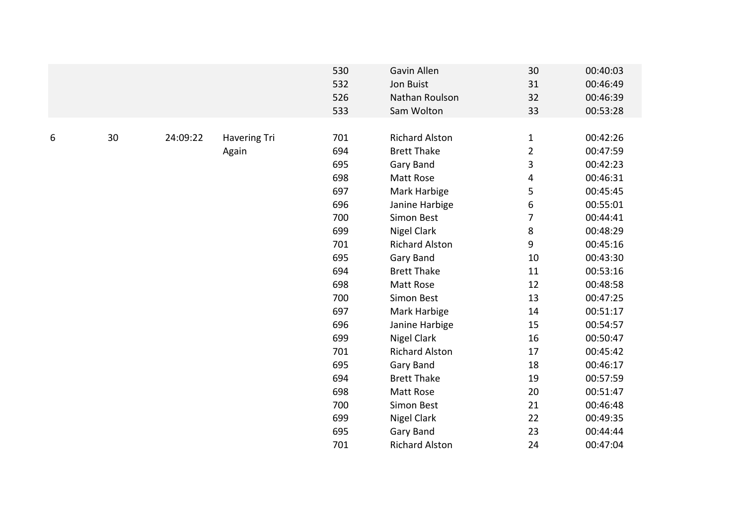| | | | | | | | |
|---|---|---|---|---|---|---|---|
| | | | | 530 | Gavin Allen | 30 | 00:40:03 |
| | | | | 532 | Jon Buist | 31 | 00:46:49 |
| | | | | 526 | Nathan Roulson | 32 | 00:46:39 |
| | | | | 533 | Sam Wolton | 33 | 00:53:28 |
| 6 | 30 | 24:09:22 | Havering Tri Again | 701 | Richard Alston | 1 | 00:42:26 |
| | | | | 694 | Brett Thake | 2 | 00:47:59 |
| | | | | 695 | Gary Band | 3 | 00:42:23 |
| | | | | 698 | Matt Rose | 4 | 00:46:31 |
| | | | | 697 | Mark Harbige | 5 | 00:45:45 |
| | | | | 696 | Janine Harbige | 6 | 00:55:01 |
| | | | | 700 | Simon Best | 7 | 00:44:41 |
| | | | | 699 | Nigel Clark | 8 | 00:48:29 |
| | | | | 701 | Richard Alston | 9 | 00:45:16 |
| | | | | 695 | Gary Band | 10 | 00:43:30 |
| | | | | 694 | Brett Thake | 11 | 00:53:16 |
| | | | | 698 | Matt Rose | 12 | 00:48:58 |
| | | | | 700 | Simon Best | 13 | 00:47:25 |
| | | | | 697 | Mark Harbige | 14 | 00:51:17 |
| | | | | 696 | Janine Harbige | 15 | 00:54:57 |
| | | | | 699 | Nigel Clark | 16 | 00:50:47 |
| | | | | 701 | Richard Alston | 17 | 00:45:42 |
| | | | | 695 | Gary Band | 18 | 00:46:17 |
| | | | | 694 | Brett Thake | 19 | 00:57:59 |
| | | | | 698 | Matt Rose | 20 | 00:51:47 |
| | | | | 700 | Simon Best | 21 | 00:46:48 |
| | | | | 699 | Nigel Clark | 22 | 00:49:35 |
| | | | | 695 | Gary Band | 23 | 00:44:44 |
| | | | | 701 | Richard Alston | 24 | 00:47:04 |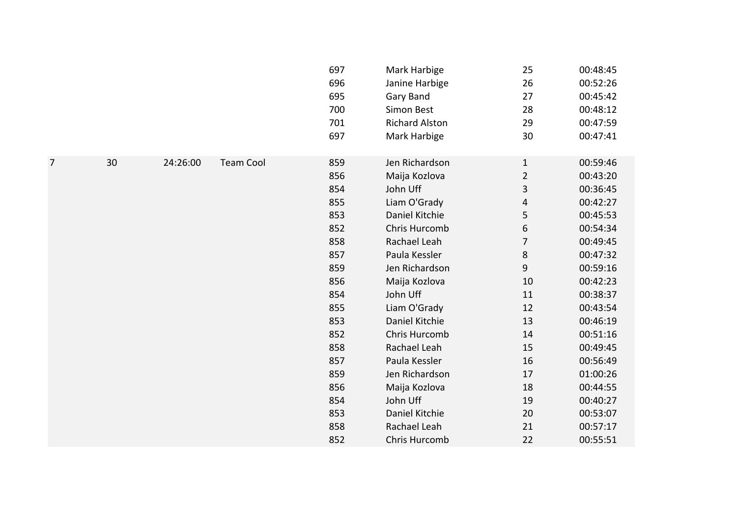| | | | | | | | |
|---|---|---|---|---|---|---|---|
| | | | | 697 | Mark Harbige | 25 | 00:48:45 |
| | | | | 696 | Janine Harbige | 26 | 00:52:26 |
| | | | | 695 | Gary Band | 27 | 00:45:42 |
| | | | | 700 | Simon Best | 28 | 00:48:12 |
| | | | | 701 | Richard Alston | 29 | 00:47:59 |
| | | | | 697 | Mark Harbige | 30 | 00:47:41 |
| | | | | | | | |
| 7 | 30 | 24:26:00 | Team Cool | 859 | Jen Richardson | 1 | 00:59:46 |
| | | | | 856 | Maija Kozlova | 2 | 00:43:20 |
| | | | | 854 | John Uff | 3 | 00:36:45 |
| | | | | 855 | Liam O'Grady | 4 | 00:42:27 |
| | | | | 853 | Daniel Kitchie | 5 | 00:45:53 |
| | | | | 852 | Chris Hurcomb | 6 | 00:54:34 |
| | | | | 858 | Rachael Leah | 7 | 00:49:45 |
| | | | | 857 | Paula Kessler | 8 | 00:47:32 |
| | | | | 859 | Jen Richardson | 9 | 00:59:16 |
| | | | | 856 | Maija Kozlova | 10 | 00:42:23 |
| | | | | 854 | John Uff | 11 | 00:38:37 |
| | | | | 855 | Liam O'Grady | 12 | 00:43:54 |
| | | | | 853 | Daniel Kitchie | 13 | 00:46:19 |
| | | | | 852 | Chris Hurcomb | 14 | 00:51:16 |
| | | | | 858 | Rachael Leah | 15 | 00:49:45 |
| | | | | 857 | Paula Kessler | 16 | 00:56:49 |
| | | | | 859 | Jen Richardson | 17 | 01:00:26 |
| | | | | 856 | Maija Kozlova | 18 | 00:44:55 |
| | | | | 854 | John Uff | 19 | 00:40:27 |
| | | | | 853 | Daniel Kitchie | 20 | 00:53:07 |
| | | | | 858 | Rachael Leah | 21 | 00:57:17 |
| | | | | 852 | Chris Hurcomb | 22 | 00:55:51 |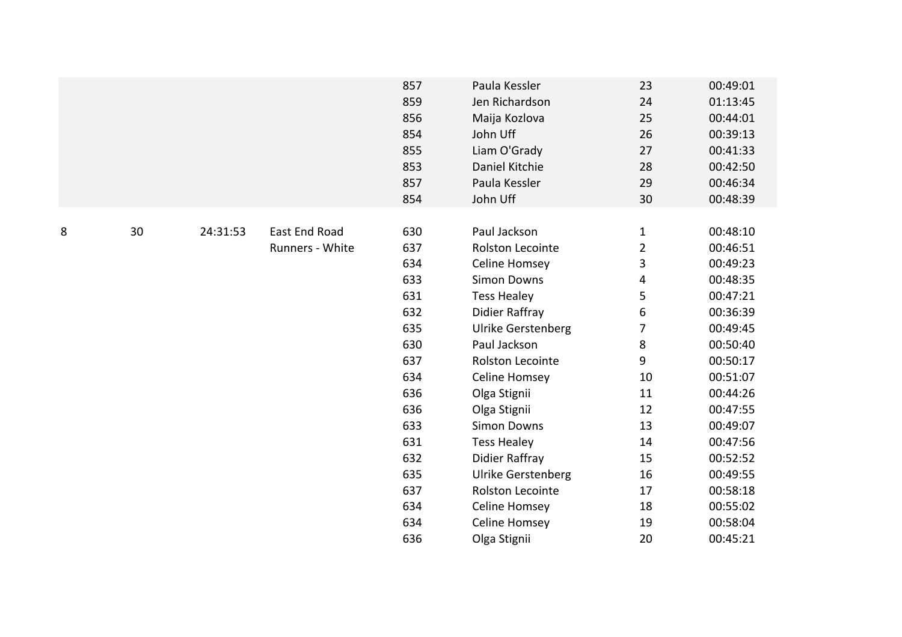| | | | | | | | |
|---|---|---|---|---|---|---|---|
| | | | | 857 | Paula Kessler | 23 | 00:49:01 |
| | | | | 859 | Jen Richardson | 24 | 01:13:45 |
| | | | | 856 | Maija Kozlova | 25 | 00:44:01 |
| | | | | 854 | John Uff | 26 | 00:39:13 |
| | | | | 855 | Liam O'Grady | 27 | 00:41:33 |
| | | | | 853 | Daniel Kitchie | 28 | 00:42:50 |
| | | | | 857 | Paula Kessler | 29 | 00:46:34 |
| | | | | 854 | John Uff | 30 | 00:48:39 |
| | | | | | | | |
| 8 | 30 | 24:31:53 | East End Road | 630 | Paul Jackson | 1 | 00:48:10 |
| | | | Runners - White | 637 | Rolston Lecointe | 2 | 00:46:51 |
| | | | | 634 | Celine Homsey | 3 | 00:49:23 |
| | | | | 633 | Simon Downs | 4 | 00:48:35 |
| | | | | 631 | Tess Healey | 5 | 00:47:21 |
| | | | | 632 | Didier Raffray | 6 | 00:36:39 |
| | | | | 635 | Ulrike Gerstenberg | 7 | 00:49:45 |
| | | | | 630 | Paul Jackson | 8 | 00:50:40 |
| | | | | 637 | Rolston Lecointe | 9 | 00:50:17 |
| | | | | 634 | Celine Homsey | 10 | 00:51:07 |
| | | | | 636 | Olga Stignii | 11 | 00:44:26 |
| | | | | 636 | Olga Stignii | 12 | 00:47:55 |
| | | | | 633 | Simon Downs | 13 | 00:49:07 |
| | | | | 631 | Tess Healey | 14 | 00:47:56 |
| | | | | 632 | Didier Raffray | 15 | 00:52:52 |
| | | | | 635 | Ulrike Gerstenberg | 16 | 00:49:55 |
| | | | | 637 | Rolston Lecointe | 17 | 00:58:18 |
| | | | | 634 | Celine Homsey | 18 | 00:55:02 |
| | | | | 634 | Celine Homsey | 19 | 00:58:04 |
| | | | | 636 | Olga Stignii | 20 | 00:45:21 |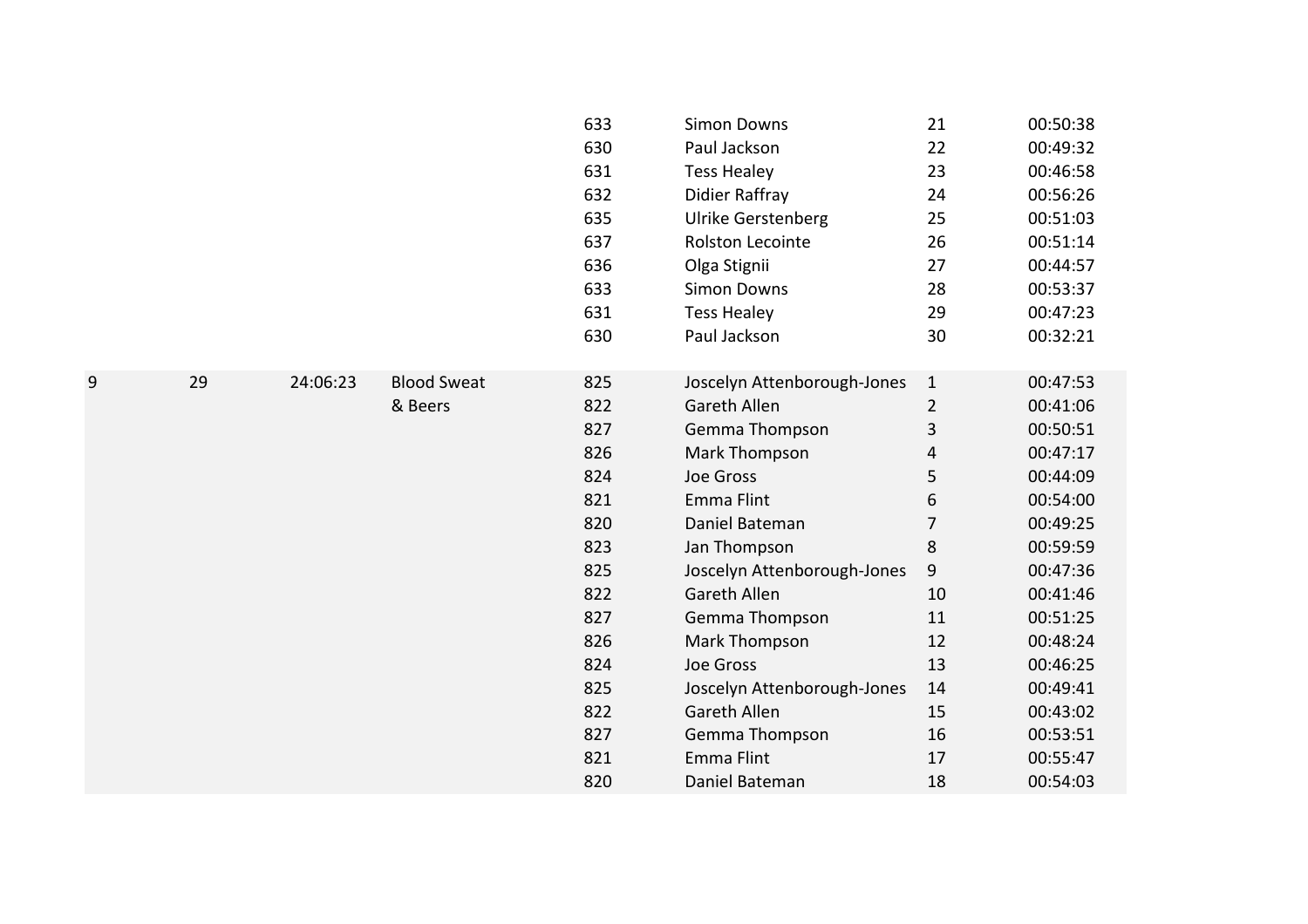|  |  |  |  |  |  |  |  |
|---|---|---|---|---|---|---|---|
|  |  |  |  | 633 | Simon Downs | 21 | 00:50:38 |
|  |  |  |  | 630 | Paul Jackson | 22 | 00:49:32 |
|  |  |  |  | 631 | Tess Healey | 23 | 00:46:58 |
|  |  |  |  | 632 | Didier Raffray | 24 | 00:56:26 |
|  |  |  |  | 635 | Ulrike Gerstenberg | 25 | 00:51:03 |
|  |  |  |  | 637 | Rolston Lecointe | 26 | 00:51:14 |
|  |  |  |  | 636 | Olga Stignii | 27 | 00:44:57 |
|  |  |  |  | 633 | Simon Downs | 28 | 00:53:37 |
|  |  |  |  | 631 | Tess Healey | 29 | 00:47:23 |
|  |  |  |  | 630 | Paul Jackson | 30 | 00:32:21 |
| 9 | 29 | 24:06:23 | Blood Sweat & Beers | 825 | Joscelyn Attenborough-Jones | 1 | 00:47:53 |
|  |  |  |  | 822 | Gareth Allen | 2 | 00:41:06 |
|  |  |  |  | 827 | Gemma Thompson | 3 | 00:50:51 |
|  |  |  |  | 826 | Mark Thompson | 4 | 00:47:17 |
|  |  |  |  | 824 | Joe Gross | 5 | 00:44:09 |
|  |  |  |  | 821 | Emma Flint | 6 | 00:54:00 |
|  |  |  |  | 820 | Daniel Bateman | 7 | 00:49:25 |
|  |  |  |  | 823 | Jan Thompson | 8 | 00:59:59 |
|  |  |  |  | 825 | Joscelyn Attenborough-Jones | 9 | 00:47:36 |
|  |  |  |  | 822 | Gareth Allen | 10 | 00:41:46 |
|  |  |  |  | 827 | Gemma Thompson | 11 | 00:51:25 |
|  |  |  |  | 826 | Mark Thompson | 12 | 00:48:24 |
|  |  |  |  | 824 | Joe Gross | 13 | 00:46:25 |
|  |  |  |  | 825 | Joscelyn Attenborough-Jones | 14 | 00:49:41 |
|  |  |  |  | 822 | Gareth Allen | 15 | 00:43:02 |
|  |  |  |  | 827 | Gemma Thompson | 16 | 00:53:51 |
|  |  |  |  | 821 | Emma Flint | 17 | 00:55:47 |
|  |  |  |  | 820 | Daniel Bateman | 18 | 00:54:03 |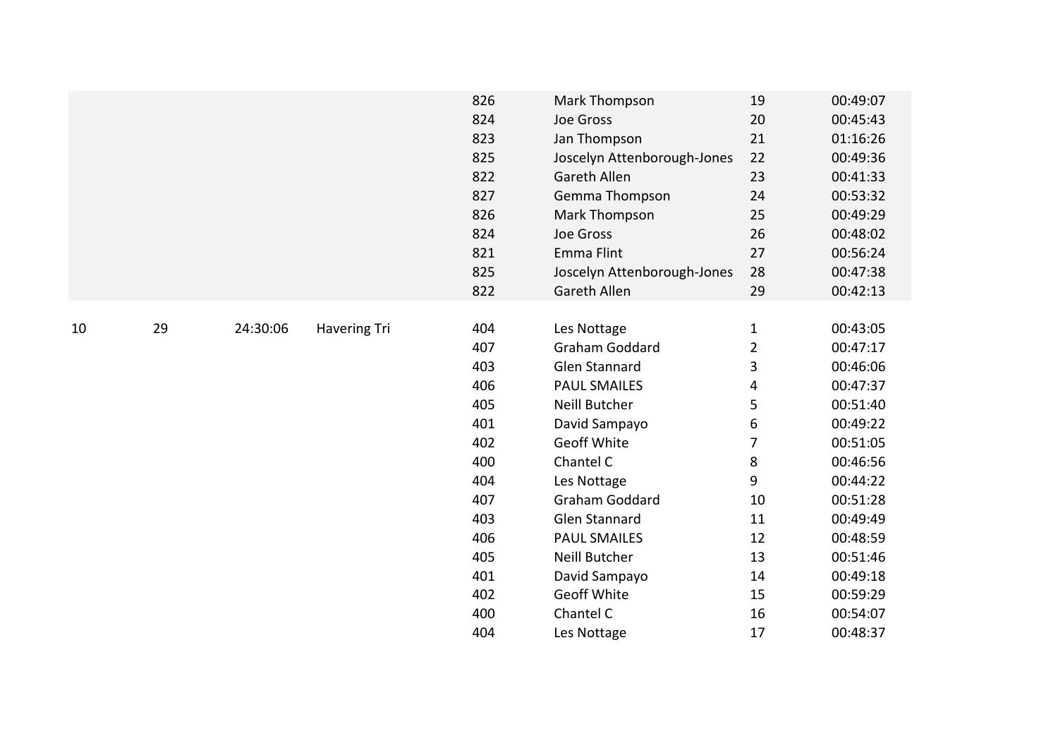| | | | | | | | |
|---|---|---|---|---|---|---|---|
| | | | | 826 | Mark Thompson | 19 | 00:49:07 |
| | | | | 824 | Joe Gross | 20 | 00:45:43 |
| | | | | 823 | Jan Thompson | 21 | 01:16:26 |
| | | | | 825 | Joscelyn Attenborough-Jones | 22 | 00:49:36 |
| | | | | 822 | Gareth Allen | 23 | 00:41:33 |
| | | | | 827 | Gemma Thompson | 24 | 00:53:32 |
| | | | | 826 | Mark Thompson | 25 | 00:49:29 |
| | | | | 824 | Joe Gross | 26 | 00:48:02 |
| | | | | 821 | Emma Flint | 27 | 00:56:24 |
| | | | | 825 | Joscelyn Attenborough-Jones | 28 | 00:47:38 |
| | | | | 822 | Gareth Allen | 29 | 00:42:13 |
| 10 | 29 | 24:30:06 | Havering Tri | 404 | Les Nottage | 1 | 00:43:05 |
| | | | | 407 | Graham Goddard | 2 | 00:47:17 |
| | | | | 403 | Glen Stannard | 3 | 00:46:06 |
| | | | | 406 | PAUL SMAILES | 4 | 00:47:37 |
| | | | | 405 | Neill Butcher | 5 | 00:51:40 |
| | | | | 401 | David Sampayo | 6 | 00:49:22 |
| | | | | 402 | Geoff White | 7 | 00:51:05 |
| | | | | 400 | Chantel C | 8 | 00:46:56 |
| | | | | 404 | Les Nottage | 9 | 00:44:22 |
| | | | | 407 | Graham Goddard | 10 | 00:51:28 |
| | | | | 403 | Glen Stannard | 11 | 00:49:49 |
| | | | | 406 | PAUL SMAILES | 12 | 00:48:59 |
| | | | | 405 | Neill Butcher | 13 | 00:51:46 |
| | | | | 401 | David Sampayo | 14 | 00:49:18 |
| | | | | 402 | Geoff White | 15 | 00:59:29 |
| | | | | 400 | Chantel C | 16 | 00:54:07 |
| | | | | 404 | Les Nottage | 17 | 00:48:37 |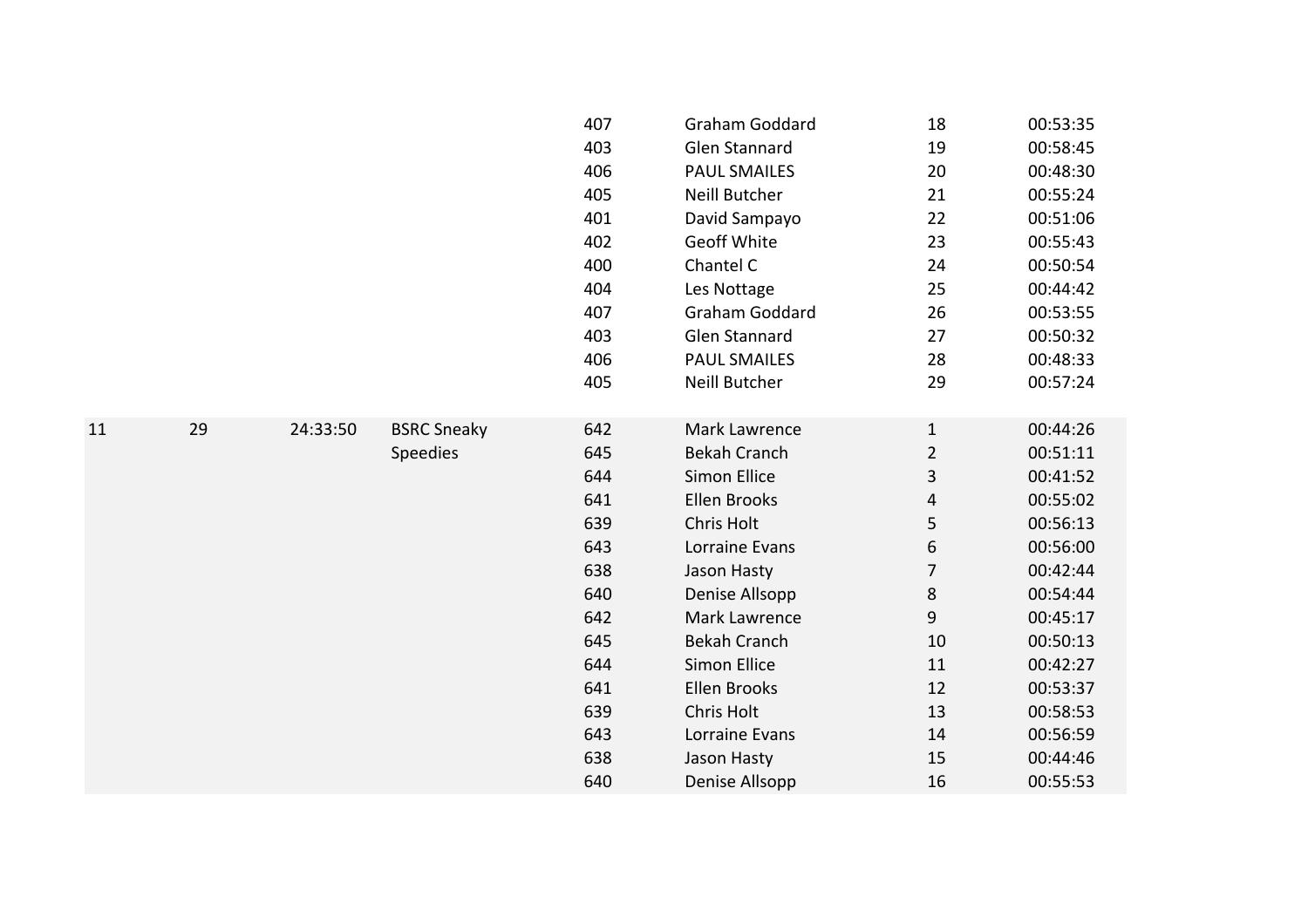| | | | | | | | |
|---|---|---|---|---|---|---|---|
| | | | | 407 | Graham Goddard | 18 | 00:53:35 |
| | | | | 403 | Glen Stannard | 19 | 00:58:45 |
| | | | | 406 | PAUL SMAILES | 20 | 00:48:30 |
| | | | | 405 | Neill Butcher | 21 | 00:55:24 |
| | | | | 401 | David Sampayo | 22 | 00:51:06 |
| | | | | 402 | Geoff White | 23 | 00:55:43 |
| | | | | 400 | Chantel C | 24 | 00:50:54 |
| | | | | 404 | Les Nottage | 25 | 00:44:42 |
| | | | | 407 | Graham Goddard | 26 | 00:53:55 |
| | | | | 403 | Glen Stannard | 27 | 00:50:32 |
| | | | | 406 | PAUL SMAILES | 28 | 00:48:33 |
| | | | | 405 | Neill Butcher | 29 | 00:57:24 |
| 11 | 29 | 24:33:50 | BSRC Sneaky Speedies | 642 | Mark Lawrence | 1 | 00:44:26 |
| | | | | 645 | Bekah Cranch | 2 | 00:51:11 |
| | | | | 644 | Simon Ellice | 3 | 00:41:52 |
| | | | | 641 | Ellen Brooks | 4 | 00:55:02 |
| | | | | 639 | Chris Holt | 5 | 00:56:13 |
| | | | | 643 | Lorraine Evans | 6 | 00:56:00 |
| | | | | 638 | Jason Hasty | 7 | 00:42:44 |
| | | | | 640 | Denise Allsopp | 8 | 00:54:44 |
| | | | | 642 | Mark Lawrence | 9 | 00:45:17 |
| | | | | 645 | Bekah Cranch | 10 | 00:50:13 |
| | | | | 644 | Simon Ellice | 11 | 00:42:27 |
| | | | | 641 | Ellen Brooks | 12 | 00:53:37 |
| | | | | 639 | Chris Holt | 13 | 00:58:53 |
| | | | | 643 | Lorraine Evans | 14 | 00:56:59 |
| | | | | 638 | Jason Hasty | 15 | 00:44:46 |
| | | | | 640 | Denise Allsopp | 16 | 00:55:53 |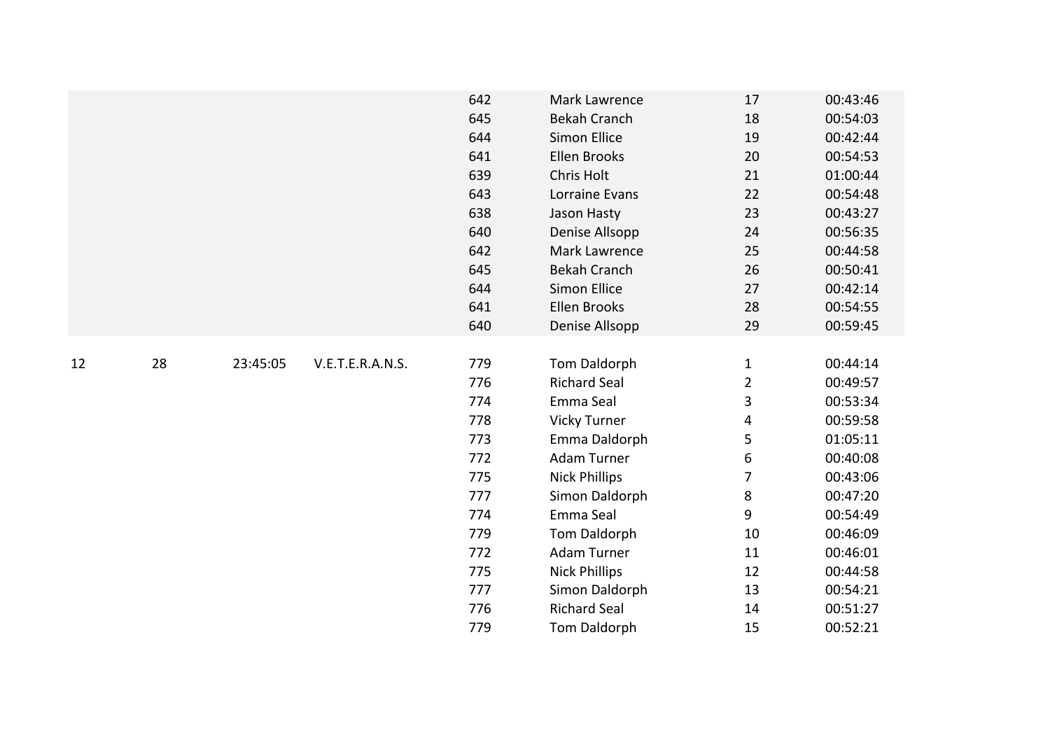|  |  |  |  |  |  |  |  |
|---|---|---|---|---|---|---|---|
|  |  |  |  | 642 | Mark Lawrence | 17 | 00:43:46 |
|  |  |  |  | 645 | Bekah Cranch | 18 | 00:54:03 |
|  |  |  |  | 644 | Simon Ellice | 19 | 00:42:44 |
|  |  |  |  | 641 | Ellen Brooks | 20 | 00:54:53 |
|  |  |  |  | 639 | Chris Holt | 21 | 01:00:44 |
|  |  |  |  | 643 | Lorraine Evans | 22 | 00:54:48 |
|  |  |  |  | 638 | Jason Hasty | 23 | 00:43:27 |
|  |  |  |  | 640 | Denise Allsopp | 24 | 00:56:35 |
|  |  |  |  | 642 | Mark Lawrence | 25 | 00:44:58 |
|  |  |  |  | 645 | Bekah Cranch | 26 | 00:50:41 |
|  |  |  |  | 644 | Simon Ellice | 27 | 00:42:14 |
|  |  |  |  | 641 | Ellen Brooks | 28 | 00:54:55 |
|  |  |  |  | 640 | Denise Allsopp | 29 | 00:59:45 |
| 12 | 28 | 23:45:05 | V.E.T.E.R.A.N.S. | 779 | Tom Daldorph | 1 | 00:44:14 |
|  |  |  |  | 776 | Richard Seal | 2 | 00:49:57 |
|  |  |  |  | 774 | Emma Seal | 3 | 00:53:34 |
|  |  |  |  | 778 | Vicky Turner | 4 | 00:59:58 |
|  |  |  |  | 773 | Emma Daldorph | 5 | 01:05:11 |
|  |  |  |  | 772 | Adam Turner | 6 | 00:40:08 |
|  |  |  |  | 775 | Nick Phillips | 7 | 00:43:06 |
|  |  |  |  | 777 | Simon Daldorph | 8 | 00:47:20 |
|  |  |  |  | 774 | Emma Seal | 9 | 00:54:49 |
|  |  |  |  | 779 | Tom Daldorph | 10 | 00:46:09 |
|  |  |  |  | 772 | Adam Turner | 11 | 00:46:01 |
|  |  |  |  | 775 | Nick Phillips | 12 | 00:44:58 |
|  |  |  |  | 777 | Simon Daldorph | 13 | 00:54:21 |
|  |  |  |  | 776 | Richard Seal | 14 | 00:51:27 |
|  |  |  |  | 779 | Tom Daldorph | 15 | 00:52:21 |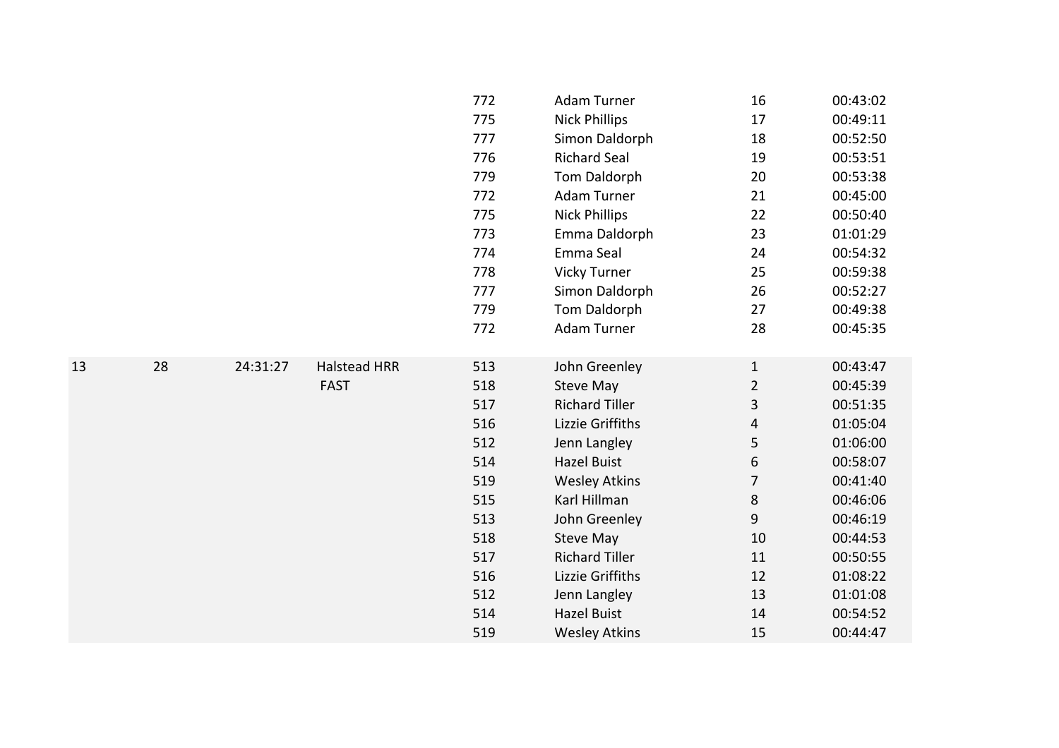| | | | | | | | |
|---|---|---|---|---|---|---|---|
| | | | | 772 | Adam Turner | 16 | 00:43:02 |
| | | | | 775 | Nick Phillips | 17 | 00:49:11 |
| | | | | 777 | Simon Daldorph | 18 | 00:52:50 |
| | | | | 776 | Richard Seal | 19 | 00:53:51 |
| | | | | 779 | Tom Daldorph | 20 | 00:53:38 |
| | | | | 772 | Adam Turner | 21 | 00:45:00 |
| | | | | 775 | Nick Phillips | 22 | 00:50:40 |
| | | | | 773 | Emma Daldorph | 23 | 01:01:29 |
| | | | | 774 | Emma Seal | 24 | 00:54:32 |
| | | | | 778 | Vicky Turner | 25 | 00:59:38 |
| | | | | 777 | Simon Daldorph | 26 | 00:52:27 |
| | | | | 779 | Tom Daldorph | 27 | 00:49:38 |
| | | | | 772 | Adam Turner | 28 | 00:45:35 |
| 13 | 28 | 24:31:27 | Halstead HRR | 513 | John Greenley | 1 | 00:43:47 |
| | | | FAST | 518 | Steve May | 2 | 00:45:39 |
| | | | | 517 | Richard Tiller | 3 | 00:51:35 |
| | | | | 516 | Lizzie Griffiths | 4 | 01:05:04 |
| | | | | 512 | Jenn Langley | 5 | 01:06:00 |
| | | | | 514 | Hazel Buist | 6 | 00:58:07 |
| | | | | 519 | Wesley Atkins | 7 | 00:41:40 |
| | | | | 515 | Karl Hillman | 8 | 00:46:06 |
| | | | | 513 | John Greenley | 9 | 00:46:19 |
| | | | | 518 | Steve May | 10 | 00:44:53 |
| | | | | 517 | Richard Tiller | 11 | 00:50:55 |
| | | | | 516 | Lizzie Griffiths | 12 | 01:08:22 |
| | | | | 512 | Jenn Langley | 13 | 01:01:08 |
| | | | | 514 | Hazel Buist | 14 | 00:54:52 |
| | | | | 519 | Wesley Atkins | 15 | 00:44:47 |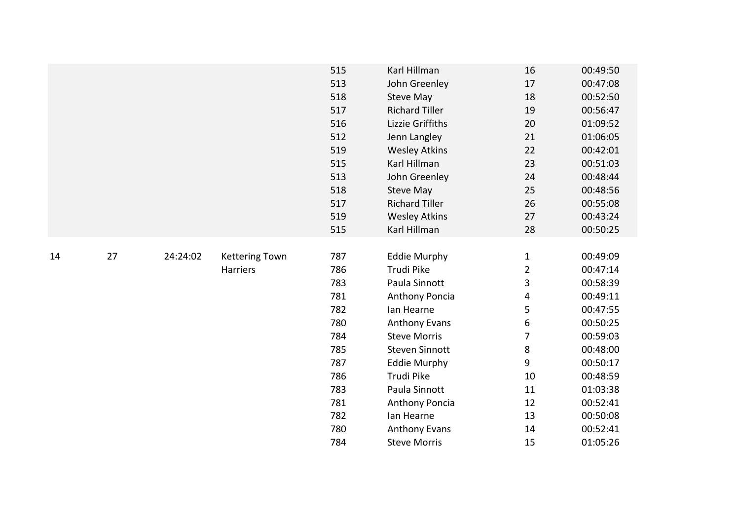| | | | | | | | |
|---|---|---|---|---|---|---|---|
| | | | | 515 | Karl Hillman | 16 | 00:49:50 |
| | | | | 513 | John Greenley | 17 | 00:47:08 |
| | | | | 518 | Steve May | 18 | 00:52:50 |
| | | | | 517 | Richard Tiller | 19 | 00:56:47 |
| | | | | 516 | Lizzie Griffiths | 20 | 01:09:52 |
| | | | | 512 | Jenn Langley | 21 | 01:06:05 |
| | | | | 519 | Wesley Atkins | 22 | 00:42:01 |
| | | | | 515 | Karl Hillman | 23 | 00:51:03 |
| | | | | 513 | John Greenley | 24 | 00:48:44 |
| | | | | 518 | Steve May | 25 | 00:48:56 |
| | | | | 517 | Richard Tiller | 26 | 00:55:08 |
| | | | | 519 | Wesley Atkins | 27 | 00:43:24 |
| | | | | 515 | Karl Hillman | 28 | 00:50:25 |
| 14 | 27 | 24:24:02 | Kettering Town Harriers | 787 | Eddie Murphy | 1 | 00:49:09 |
| | | | | 786 | Trudi Pike | 2 | 00:47:14 |
| | | | | 783 | Paula Sinnott | 3 | 00:58:39 |
| | | | | 781 | Anthony Poncia | 4 | 00:49:11 |
| | | | | 782 | Ian Hearne | 5 | 00:47:55 |
| | | | | 780 | Anthony Evans | 6 | 00:50:25 |
| | | | | 784 | Steve Morris | 7 | 00:59:03 |
| | | | | 785 | Steven Sinnott | 8 | 00:48:00 |
| | | | | 787 | Eddie Murphy | 9 | 00:50:17 |
| | | | | 786 | Trudi Pike | 10 | 00:48:59 |
| | | | | 783 | Paula Sinnott | 11 | 01:03:38 |
| | | | | 781 | Anthony Poncia | 12 | 00:52:41 |
| | | | | 782 | Ian Hearne | 13 | 00:50:08 |
| | | | | 780 | Anthony Evans | 14 | 00:52:41 |
| | | | | 784 | Steve Morris | 15 | 01:05:26 |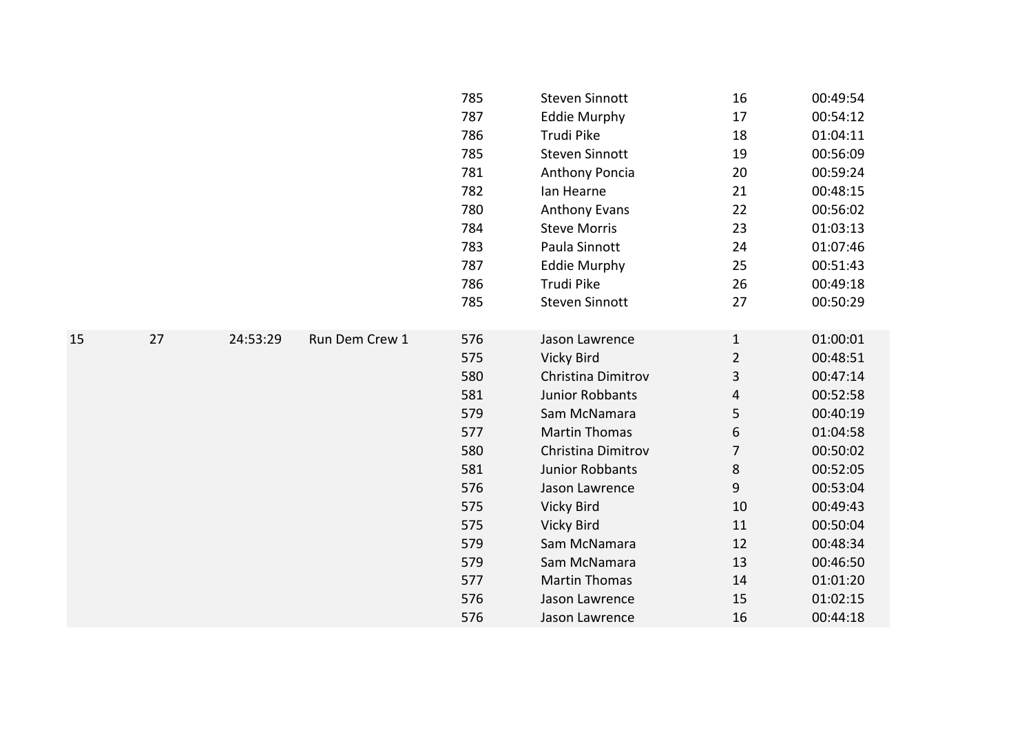| | | | | | | | |
|---|---|---|---|---|---|---|---|
| | | | | 785 | Steven Sinnott | 16 | 00:49:54 |
| | | | | 787 | Eddie Murphy | 17 | 00:54:12 |
| | | | | 786 | Trudi Pike | 18 | 01:04:11 |
| | | | | 785 | Steven Sinnott | 19 | 00:56:09 |
| | | | | 781 | Anthony Poncia | 20 | 00:59:24 |
| | | | | 782 | Ian Hearne | 21 | 00:48:15 |
| | | | | 780 | Anthony Evans | 22 | 00:56:02 |
| | | | | 784 | Steve Morris | 23 | 01:03:13 |
| | | | | 783 | Paula Sinnott | 24 | 01:07:46 |
| | | | | 787 | Eddie Murphy | 25 | 00:51:43 |
| | | | | 786 | Trudi Pike | 26 | 00:49:18 |
| | | | | 785 | Steven Sinnott | 27 | 00:50:29 |
| 15 | 27 | 24:53:29 | Run Dem Crew 1 | 576 | Jason Lawrence | 1 | 01:00:01 |
| | | | | 575 | Vicky Bird | 2 | 00:48:51 |
| | | | | 580 | Christina Dimitrov | 3 | 00:47:14 |
| | | | | 581 | Junior Robbants | 4 | 00:52:58 |
| | | | | 579 | Sam McNamara | 5 | 00:40:19 |
| | | | | 577 | Martin Thomas | 6 | 01:04:58 |
| | | | | 580 | Christina Dimitrov | 7 | 00:50:02 |
| | | | | 581 | Junior Robbants | 8 | 00:52:05 |
| | | | | 576 | Jason Lawrence | 9 | 00:53:04 |
| | | | | 575 | Vicky Bird | 10 | 00:49:43 |
| | | | | 575 | Vicky Bird | 11 | 00:50:04 |
| | | | | 579 | Sam McNamara | 12 | 00:48:34 |
| | | | | 579 | Sam McNamara | 13 | 00:46:50 |
| | | | | 577 | Martin Thomas | 14 | 01:01:20 |
| | | | | 576 | Jason Lawrence | 15 | 01:02:15 |
| | | | | 576 | Jason Lawrence | 16 | 00:44:18 |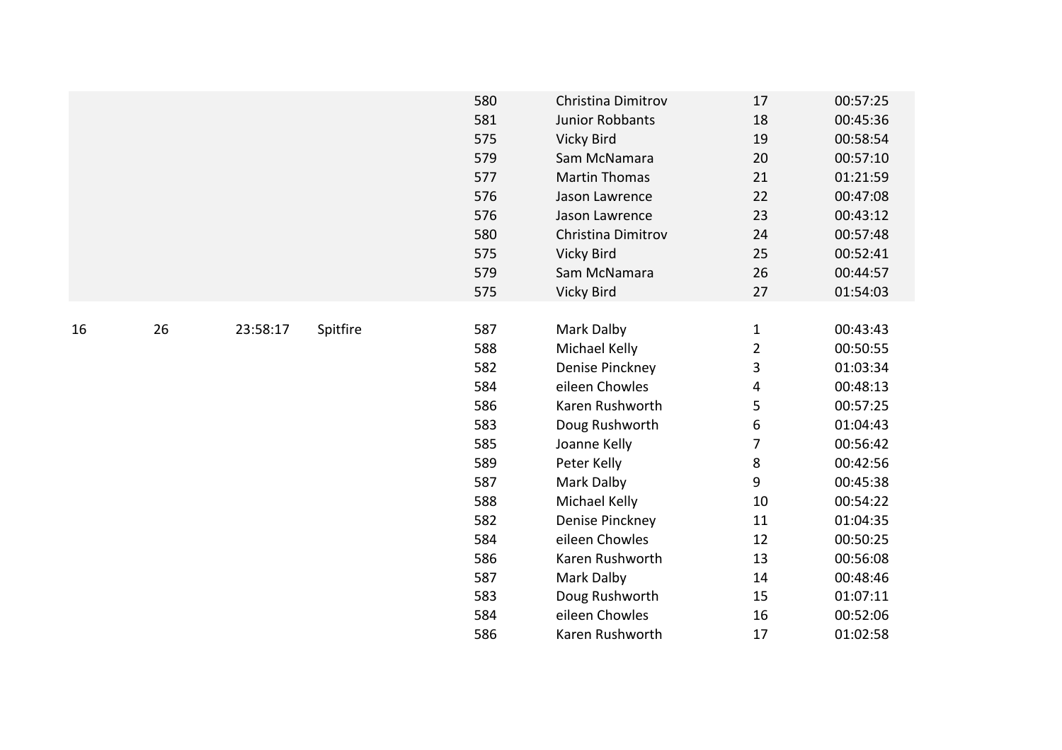| | | | | 580 | Christina Dimitrov | 17 | 00:57:25 |
|---|---|---|---|---|---|---|---|
| | | | | 581 | Junior Robbants | 18 | 00:45:36 |
| | | | | 575 | Vicky Bird | 19 | 00:58:54 |
| | | | | 579 | Sam McNamara | 20 | 00:57:10 |
| | | | | 577 | Martin Thomas | 21 | 01:21:59 |
| | | | | 576 | Jason Lawrence | 22 | 00:47:08 |
| | | | | 576 | Jason Lawrence | 23 | 00:43:12 |
| | | | | 580 | Christina Dimitrov | 24 | 00:57:48 |
| | | | | 575 | Vicky Bird | 25 | 00:52:41 |
| | | | | 579 | Sam McNamara | 26 | 00:44:57 |
| | | | | 575 | Vicky Bird | 27 | 01:54:03 |
| 16 | 26 | 23:58:17 | Spitfire | 587 | Mark Dalby | 1 | 00:43:43 |
| | | | | 588 | Michael Kelly | 2 | 00:50:55 |
| | | | | 582 | Denise Pinckney | 3 | 01:03:34 |
| | | | | 584 | eileen Chowles | 4 | 00:48:13 |
| | | | | 586 | Karen Rushworth | 5 | 00:57:25 |
| | | | | 583 | Doug Rushworth | 6 | 01:04:43 |
| | | | | 585 | Joanne Kelly | 7 | 00:56:42 |
| | | | | 589 | Peter Kelly | 8 | 00:42:56 |
| | | | | 587 | Mark Dalby | 9 | 00:45:38 |
| | | | | 588 | Michael Kelly | 10 | 00:54:22 |
| | | | | 582 | Denise Pinckney | 11 | 01:04:35 |
| | | | | 584 | eileen Chowles | 12 | 00:50:25 |
| | | | | 586 | Karen Rushworth | 13 | 00:56:08 |
| | | | | 587 | Mark Dalby | 14 | 00:48:46 |
| | | | | 583 | Doug Rushworth | 15 | 01:07:11 |
| | | | | 584 | eileen Chowles | 16 | 00:52:06 |
| | | | | 586 | Karen Rushworth | 17 | 01:02:58 |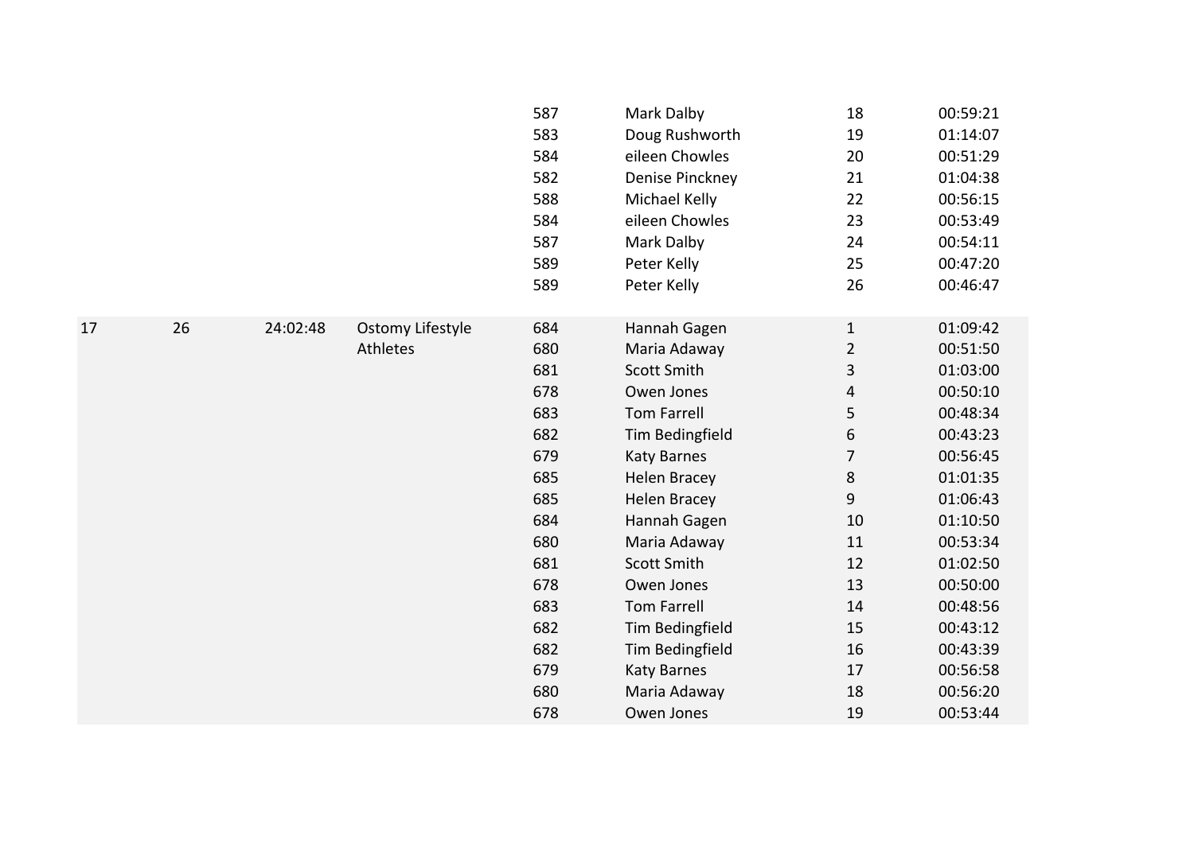| | | | | | | | |
|---|---|---|---|---|---|---|---|
| | | | | 587 | Mark Dalby | 18 | 00:59:21 |
| | | | | 583 | Doug Rushworth | 19 | 01:14:07 |
| | | | | 584 | eileen Chowles | 20 | 00:51:29 |
| | | | | 582 | Denise Pinckney | 21 | 01:04:38 |
| | | | | 588 | Michael Kelly | 22 | 00:56:15 |
| | | | | 584 | eileen Chowles | 23 | 00:53:49 |
| | | | | 587 | Mark Dalby | 24 | 00:54:11 |
| | | | | 589 | Peter Kelly | 25 | 00:47:20 |
| | | | | 589 | Peter Kelly | 26 | 00:46:47 |
| 17 | 26 | 24:02:48 | Ostomy Lifestyle Athletes | 684 | Hannah Gagen | 1 | 01:09:42 |
| | | | | 680 | Maria Adaway | 2 | 00:51:50 |
| | | | | 681 | Scott Smith | 3 | 01:03:00 |
| | | | | 678 | Owen Jones | 4 | 00:50:10 |
| | | | | 683 | Tom Farrell | 5 | 00:48:34 |
| | | | | 682 | Tim Bedingfield | 6 | 00:43:23 |
| | | | | 679 | Katy Barnes | 7 | 00:56:45 |
| | | | | 685 | Helen Bracey | 8 | 01:01:35 |
| | | | | 685 | Helen Bracey | 9 | 01:06:43 |
| | | | | 684 | Hannah Gagen | 10 | 01:10:50 |
| | | | | 680 | Maria Adaway | 11 | 00:53:34 |
| | | | | 681 | Scott Smith | 12 | 01:02:50 |
| | | | | 678 | Owen Jones | 13 | 00:50:00 |
| | | | | 683 | Tom Farrell | 14 | 00:48:56 |
| | | | | 682 | Tim Bedingfield | 15 | 00:43:12 |
| | | | | 682 | Tim Bedingfield | 16 | 00:43:39 |
| | | | | 679 | Katy Barnes | 17 | 00:56:58 |
| | | | | 680 | Maria Adaway | 18 | 00:56:20 |
| | | | | 678 | Owen Jones | 19 | 00:53:44 |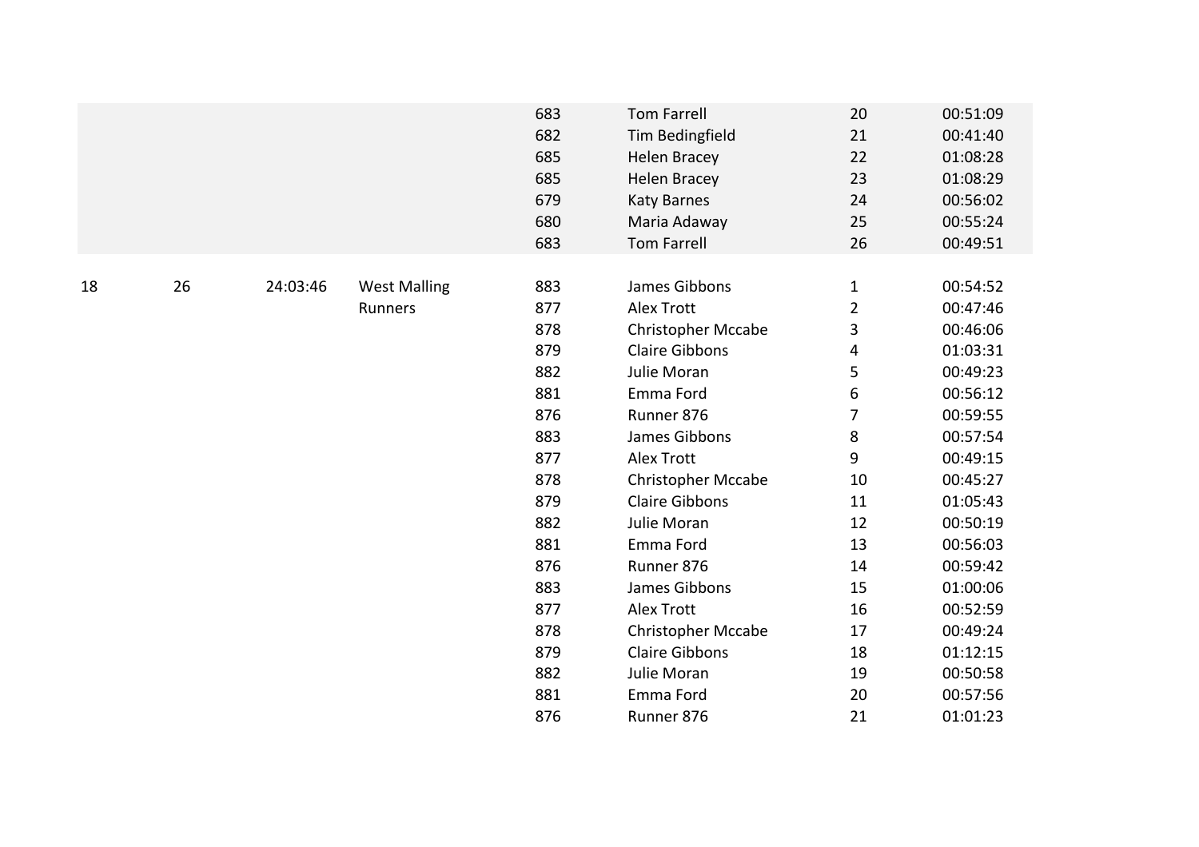| | | | | 683 | Tom Farrell | 20 | 00:51:09 |
|---|---|---|---|---|---|---|---|
| | | | | 682 | Tim Bedingfield | 21 | 00:41:40 |
| | | | | 685 | Helen Bracey | 22 | 01:08:28 |
| | | | | 685 | Helen Bracey | 23 | 01:08:29 |
| | | | | 679 | Katy Barnes | 24 | 00:56:02 |
| | | | | 680 | Maria Adaway | 25 | 00:55:24 |
| | | | | 683 | Tom Farrell | 26 | 00:49:51 |
| 18 | 26 | 24:03:46 | West Malling Runners | 883 | James Gibbons | 1 | 00:54:52 |
| | | | | 877 | Alex Trott | 2 | 00:47:46 |
| | | | | 878 | Christopher Mccabe | 3 | 00:46:06 |
| | | | | 879 | Claire Gibbons | 4 | 01:03:31 |
| | | | | 882 | Julie Moran | 5 | 00:49:23 |
| | | | | 881 | Emma Ford | 6 | 00:56:12 |
| | | | | 876 | Runner 876 | 7 | 00:59:55 |
| | | | | 883 | James Gibbons | 8 | 00:57:54 |
| | | | | 877 | Alex Trott | 9 | 00:49:15 |
| | | | | 878 | Christopher Mccabe | 10 | 00:45:27 |
| | | | | 879 | Claire Gibbons | 11 | 01:05:43 |
| | | | | 882 | Julie Moran | 12 | 00:50:19 |
| | | | | 881 | Emma Ford | 13 | 00:56:03 |
| | | | | 876 | Runner 876 | 14 | 00:59:42 |
| | | | | 883 | James Gibbons | 15 | 01:00:06 |
| | | | | 877 | Alex Trott | 16 | 00:52:59 |
| | | | | 878 | Christopher Mccabe | 17 | 00:49:24 |
| | | | | 879 | Claire Gibbons | 18 | 01:12:15 |
| | | | | 882 | Julie Moran | 19 | 00:50:58 |
| | | | | 881 | Emma Ford | 20 | 00:57:56 |
| | | | | 876 | Runner 876 | 21 | 01:01:23 |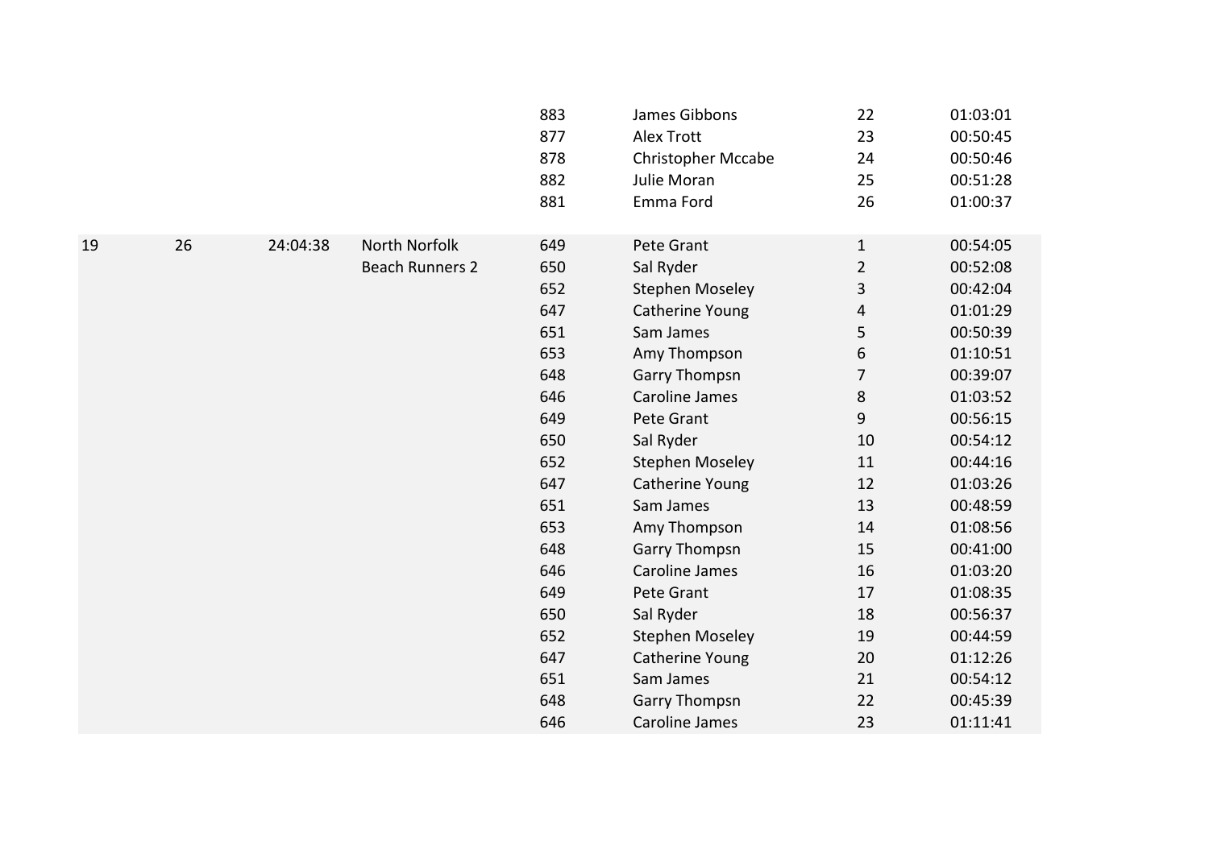| | | | | | | | |
|---|---|---|---|---|---|---|---|
| | | | | 883 | James Gibbons | 22 | 01:03:01 |
| | | | | 877 | Alex Trott | 23 | 00:50:45 |
| | | | | 878 | Christopher Mccabe | 24 | 00:50:46 |
| | | | | 882 | Julie Moran | 25 | 00:51:28 |
| | | | | 881 | Emma Ford | 26 | 01:00:37 |
| 19 | 26 | 24:04:38 | North Norfolk Beach Runners 2 | 649 | Pete Grant | 1 | 00:54:05 |
| | | | | 650 | Sal Ryder | 2 | 00:52:08 |
| | | | | 652 | Stephen Moseley | 3 | 00:42:04 |
| | | | | 647 | Catherine Young | 4 | 01:01:29 |
| | | | | 651 | Sam James | 5 | 00:50:39 |
| | | | | 653 | Amy Thompson | 6 | 01:10:51 |
| | | | | 648 | Garry Thompsn | 7 | 00:39:07 |
| | | | | 646 | Caroline James | 8 | 01:03:52 |
| | | | | 649 | Pete Grant | 9 | 00:56:15 |
| | | | | 650 | Sal Ryder | 10 | 00:54:12 |
| | | | | 652 | Stephen Moseley | 11 | 00:44:16 |
| | | | | 647 | Catherine Young | 12 | 01:03:26 |
| | | | | 651 | Sam James | 13 | 00:48:59 |
| | | | | 653 | Amy Thompson | 14 | 01:08:56 |
| | | | | 648 | Garry Thompsn | 15 | 00:41:00 |
| | | | | 646 | Caroline James | 16 | 01:03:20 |
| | | | | 649 | Pete Grant | 17 | 01:08:35 |
| | | | | 650 | Sal Ryder | 18 | 00:56:37 |
| | | | | 652 | Stephen Moseley | 19 | 00:44:59 |
| | | | | 647 | Catherine Young | 20 | 01:12:26 |
| | | | | 651 | Sam James | 21 | 00:54:12 |
| | | | | 648 | Garry Thompsn | 22 | 00:45:39 |
| | | | | 646 | Caroline James | 23 | 01:11:41 |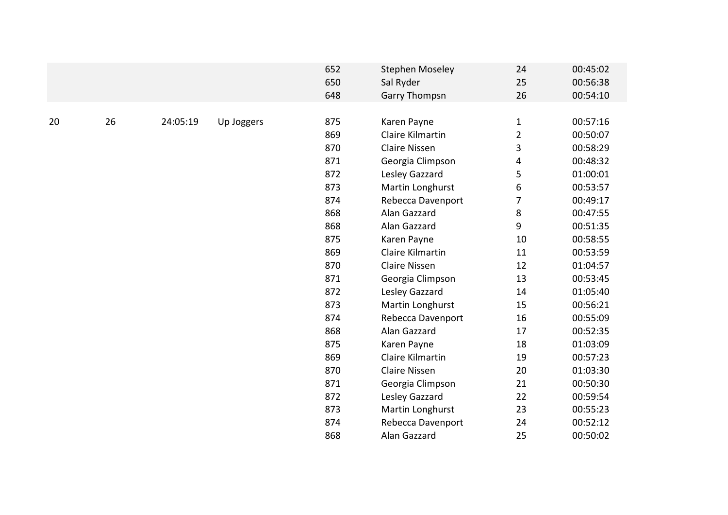| | | | | | | | |
|---|---|---|---|---|---|---|---|
| | | | | 652 | Stephen Moseley | 24 | 00:45:02 |
| | | | | 650 | Sal Ryder | 25 | 00:56:38 |
| | | | | 648 | Garry Thompsn | 26 | 00:54:10 |
| 20 | 26 | 24:05:19 | Up Joggers | 875 | Karen Payne | 1 | 00:57:16 |
| | | | | 869 | Claire Kilmartin | 2 | 00:50:07 |
| | | | | 870 | Claire Nissen | 3 | 00:58:29 |
| | | | | 871 | Georgia Climpson | 4 | 00:48:32 |
| | | | | 872 | Lesley Gazzard | 5 | 01:00:01 |
| | | | | 873 | Martin Longhurst | 6 | 00:53:57 |
| | | | | 874 | Rebecca Davenport | 7 | 00:49:17 |
| | | | | 868 | Alan Gazzard | 8 | 00:47:55 |
| | | | | 868 | Alan Gazzard | 9 | 00:51:35 |
| | | | | 875 | Karen Payne | 10 | 00:58:55 |
| | | | | 869 | Claire Kilmartin | 11 | 00:53:59 |
| | | | | 870 | Claire Nissen | 12 | 01:04:57 |
| | | | | 871 | Georgia Climpson | 13 | 00:53:45 |
| | | | | 872 | Lesley Gazzard | 14 | 01:05:40 |
| | | | | 873 | Martin Longhurst | 15 | 00:56:21 |
| | | | | 874 | Rebecca Davenport | 16 | 00:55:09 |
| | | | | 868 | Alan Gazzard | 17 | 00:52:35 |
| | | | | 875 | Karen Payne | 18 | 01:03:09 |
| | | | | 869 | Claire Kilmartin | 19 | 00:57:23 |
| | | | | 870 | Claire Nissen | 20 | 01:03:30 |
| | | | | 871 | Georgia Climpson | 21 | 00:50:30 |
| | | | | 872 | Lesley Gazzard | 22 | 00:59:54 |
| | | | | 873 | Martin Longhurst | 23 | 00:55:23 |
| | | | | 874 | Rebecca Davenport | 24 | 00:52:12 |
| | | | | 868 | Alan Gazzard | 25 | 00:50:02 |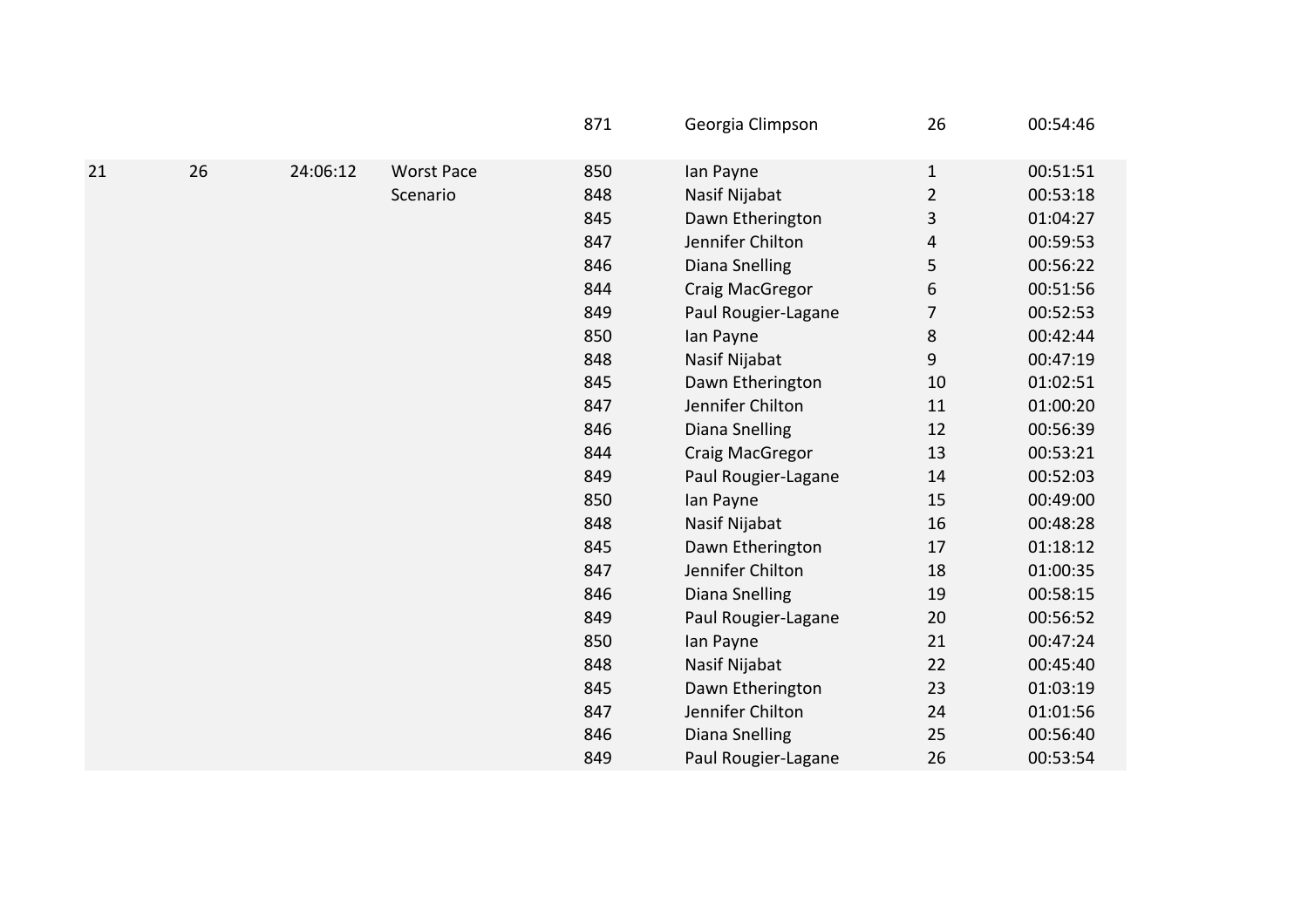|  |  |  |  |  |  |  |  |
|---|---|---|---|---|---|---|---|
|  |  |  |  | 871 | Georgia Climpson | 26 | 00:54:46 |
| 21 | 26 | 24:06:12 | Worst Pace Scenario | 850 | Ian Payne | 1 | 00:51:51 |
|  |  |  |  | 848 | Nasif Nijabat | 2 | 00:53:18 |
|  |  |  |  | 845 | Dawn Etherington | 3 | 01:04:27 |
|  |  |  |  | 847 | Jennifer Chilton | 4 | 00:59:53 |
|  |  |  |  | 846 | Diana Snelling | 5 | 00:56:22 |
|  |  |  |  | 844 | Craig MacGregor | 6 | 00:51:56 |
|  |  |  |  | 849 | Paul Rougier-Lagane | 7 | 00:52:53 |
|  |  |  |  | 850 | Ian Payne | 8 | 00:42:44 |
|  |  |  |  | 848 | Nasif Nijabat | 9 | 00:47:19 |
|  |  |  |  | 845 | Dawn Etherington | 10 | 01:02:51 |
|  |  |  |  | 847 | Jennifer Chilton | 11 | 01:00:20 |
|  |  |  |  | 846 | Diana Snelling | 12 | 00:56:39 |
|  |  |  |  | 844 | Craig MacGregor | 13 | 00:53:21 |
|  |  |  |  | 849 | Paul Rougier-Lagane | 14 | 00:52:03 |
|  |  |  |  | 850 | Ian Payne | 15 | 00:49:00 |
|  |  |  |  | 848 | Nasif Nijabat | 16 | 00:48:28 |
|  |  |  |  | 845 | Dawn Etherington | 17 | 01:18:12 |
|  |  |  |  | 847 | Jennifer Chilton | 18 | 01:00:35 |
|  |  |  |  | 846 | Diana Snelling | 19 | 00:58:15 |
|  |  |  |  | 849 | Paul Rougier-Lagane | 20 | 00:56:52 |
|  |  |  |  | 850 | Ian Payne | 21 | 00:47:24 |
|  |  |  |  | 848 | Nasif Nijabat | 22 | 00:45:40 |
|  |  |  |  | 845 | Dawn Etherington | 23 | 01:03:19 |
|  |  |  |  | 847 | Jennifer Chilton | 24 | 01:01:56 |
|  |  |  |  | 846 | Diana Snelling | 25 | 00:56:40 |
|  |  |  |  | 849 | Paul Rougier-Lagane | 26 | 00:53:54 |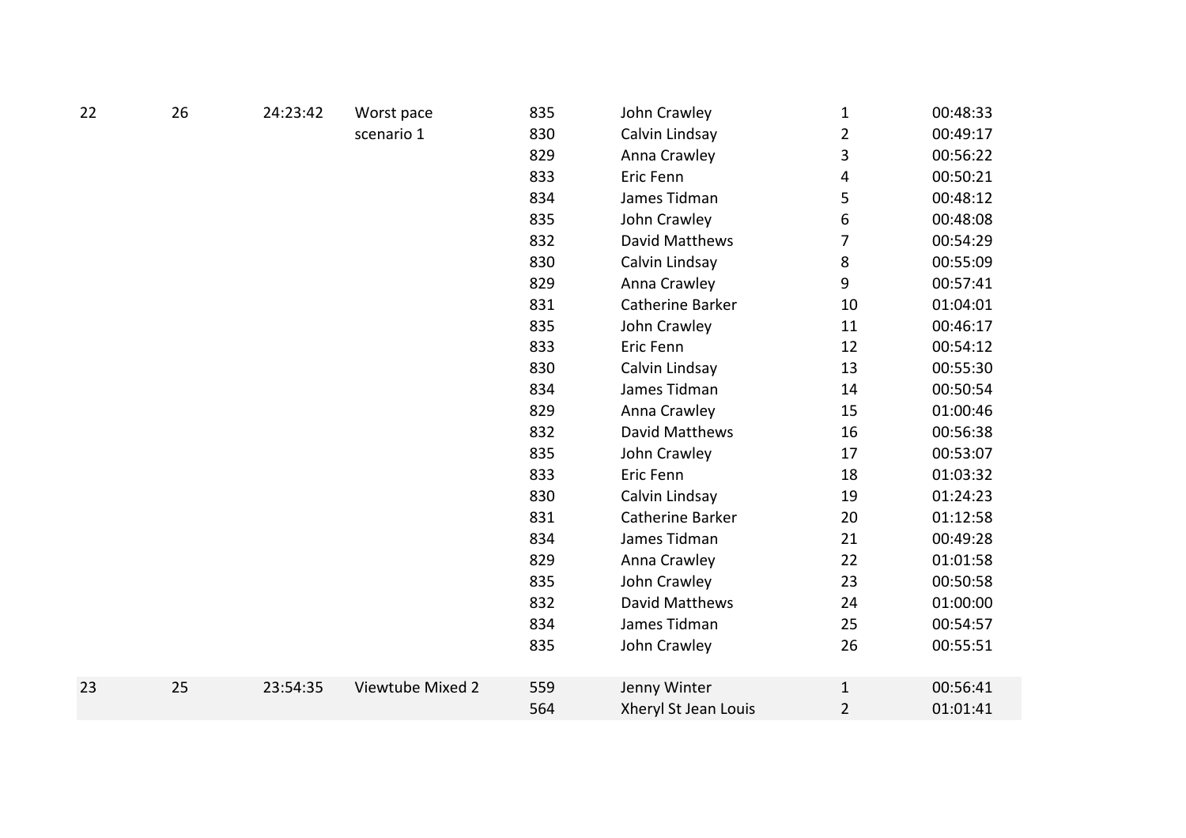| | | | | | | | |
|---|---|---|---|---|---|---|---|
| 22 | 26 | 24:23:42 | Worst pace scenario 1 | 835 | John Crawley | 1 | 00:48:33 |
| | | | | 830 | Calvin Lindsay | 2 | 00:49:17 |
| | | | | 829 | Anna Crawley | 3 | 00:56:22 |
| | | | | 833 | Eric Fenn | 4 | 00:50:21 |
| | | | | 834 | James Tidman | 5 | 00:48:12 |
| | | | | 835 | John Crawley | 6 | 00:48:08 |
| | | | | 832 | David Matthews | 7 | 00:54:29 |
| | | | | 830 | Calvin Lindsay | 8 | 00:55:09 |
| | | | | 829 | Anna Crawley | 9 | 00:57:41 |
| | | | | 831 | Catherine Barker | 10 | 01:04:01 |
| | | | | 835 | John Crawley | 11 | 00:46:17 |
| | | | | 833 | Eric Fenn | 12 | 00:54:12 |
| | | | | 830 | Calvin Lindsay | 13 | 00:55:30 |
| | | | | 834 | James Tidman | 14 | 00:50:54 |
| | | | | 829 | Anna Crawley | 15 | 01:00:46 |
| | | | | 832 | David Matthews | 16 | 00:56:38 |
| | | | | 835 | John Crawley | 17 | 00:53:07 |
| | | | | 833 | Eric Fenn | 18 | 01:03:32 |
| | | | | 830 | Calvin Lindsay | 19 | 01:24:23 |
| | | | | 831 | Catherine Barker | 20 | 01:12:58 |
| | | | | 834 | James Tidman | 21 | 00:49:28 |
| | | | | 829 | Anna Crawley | 22 | 01:01:58 |
| | | | | 835 | John Crawley | 23 | 00:50:58 |
| | | | | 832 | David Matthews | 24 | 01:00:00 |
| | | | | 834 | James Tidman | 25 | 00:54:57 |
| | | | | 835 | John Crawley | 26 | 00:55:51 |
| 23 | 25 | 23:54:35 | Viewtube Mixed 2 | 559 | Jenny Winter | 1 | 00:56:41 |
| | | | | 564 | Xheryl St Jean Louis | 2 | 01:01:41 |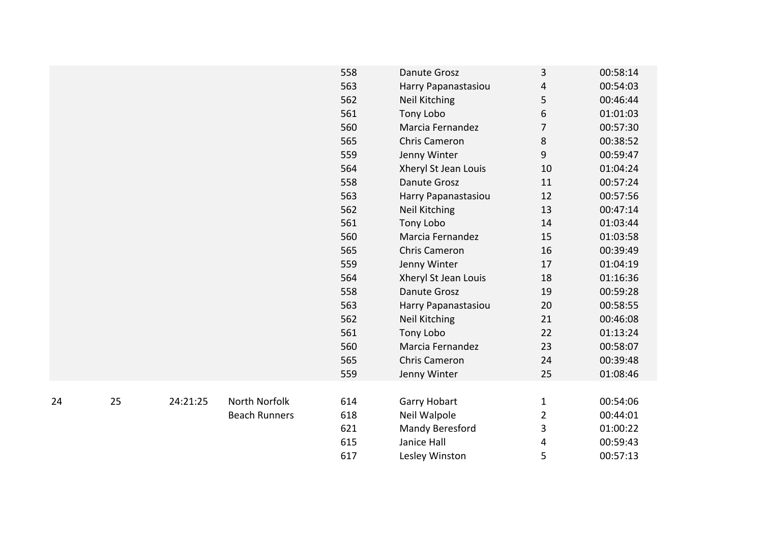| | | | | | | | |
|---|---|---|---|---|---|---|---|
| | | | | 558 | Danute Grosz | 3 | 00:58:14 |
| | | | | 563 | Harry Papanastasiou | 4 | 00:54:03 |
| | | | | 562 | Neil Kitching | 5 | 00:46:44 |
| | | | | 561 | Tony Lobo | 6 | 01:01:03 |
| | | | | 560 | Marcia Fernandez | 7 | 00:57:30 |
| | | | | 565 | Chris Cameron | 8 | 00:38:52 |
| | | | | 559 | Jenny Winter | 9 | 00:59:47 |
| | | | | 564 | Xheryl St Jean Louis | 10 | 01:04:24 |
| | | | | 558 | Danute Grosz | 11 | 00:57:24 |
| | | | | 563 | Harry Papanastasiou | 12 | 00:57:56 |
| | | | | 562 | Neil Kitching | 13 | 00:47:14 |
| | | | | 561 | Tony Lobo | 14 | 01:03:44 |
| | | | | 560 | Marcia Fernandez | 15 | 01:03:58 |
| | | | | 565 | Chris Cameron | 16 | 00:39:49 |
| | | | | 559 | Jenny Winter | 17 | 01:04:19 |
| | | | | 564 | Xheryl St Jean Louis | 18 | 01:16:36 |
| | | | | 558 | Danute Grosz | 19 | 00:59:28 |
| | | | | 563 | Harry Papanastasiou | 20 | 00:58:55 |
| | | | | 562 | Neil Kitching | 21 | 00:46:08 |
| | | | | 561 | Tony Lobo | 22 | 01:13:24 |
| | | | | 560 | Marcia Fernandez | 23 | 00:58:07 |
| | | | | 565 | Chris Cameron | 24 | 00:39:48 |
| | | | | 559 | Jenny Winter | 25 | 01:08:46 |
| 24 | 25 | 24:21:25 | North Norfolk Beach Runners | 614 | Garry Hobart | 1 | 00:54:06 |
| | | | | 618 | Neil Walpole | 2 | 00:44:01 |
| | | | | 621 | Mandy Beresford | 3 | 01:00:22 |
| | | | | 615 | Janice Hall | 4 | 00:59:43 |
| | | | | 617 | Lesley Winston | 5 | 00:57:13 |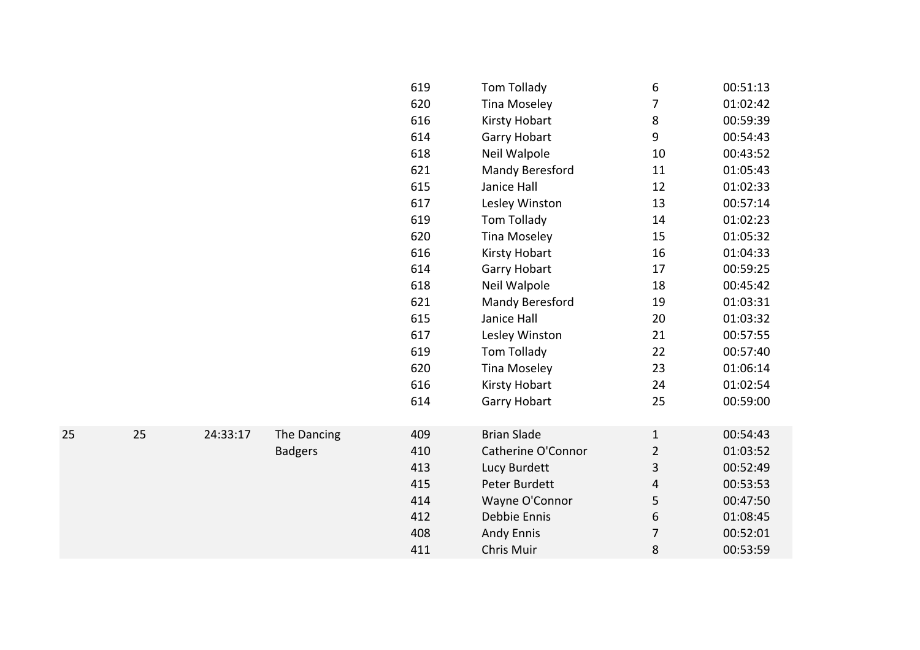| | | | | | | | |
|---|---|---|---|---|---|---|---|
| | | | | 619 | Tom Tollady | 6 | 00:51:13 |
| | | | | 620 | Tina Moseley | 7 | 01:02:42 |
| | | | | 616 | Kirsty Hobart | 8 | 00:59:39 |
| | | | | 614 | Garry Hobart | 9 | 00:54:43 |
| | | | | 618 | Neil Walpole | 10 | 00:43:52 |
| | | | | 621 | Mandy Beresford | 11 | 01:05:43 |
| | | | | 615 | Janice Hall | 12 | 01:02:33 |
| | | | | 617 | Lesley Winston | 13 | 00:57:14 |
| | | | | 619 | Tom Tollady | 14 | 01:02:23 |
| | | | | 620 | Tina Moseley | 15 | 01:05:32 |
| | | | | 616 | Kirsty Hobart | 16 | 01:04:33 |
| | | | | 614 | Garry Hobart | 17 | 00:59:25 |
| | | | | 618 | Neil Walpole | 18 | 00:45:42 |
| | | | | 621 | Mandy Beresford | 19 | 01:03:31 |
| | | | | 615 | Janice Hall | 20 | 01:03:32 |
| | | | | 617 | Lesley Winston | 21 | 00:57:55 |
| | | | | 619 | Tom Tollady | 22 | 00:57:40 |
| | | | | 620 | Tina Moseley | 23 | 01:06:14 |
| | | | | 616 | Kirsty Hobart | 24 | 01:02:54 |
| | | | | 614 | Garry Hobart | 25 | 00:59:00 |
| 25 | 25 | 24:33:17 | The Dancing Badgers | 409 | Brian Slade | 1 | 00:54:43 |
| | | | | 410 | Catherine O'Connor | 2 | 01:03:52 |
| | | | | 413 | Lucy Burdett | 3 | 00:52:49 |
| | | | | 415 | Peter Burdett | 4 | 00:53:53 |
| | | | | 414 | Wayne O'Connor | 5 | 00:47:50 |
| | | | | 412 | Debbie Ennis | 6 | 01:08:45 |
| | | | | 408 | Andy Ennis | 7 | 00:52:01 |
| | | | | 411 | Chris Muir | 8 | 00:53:59 |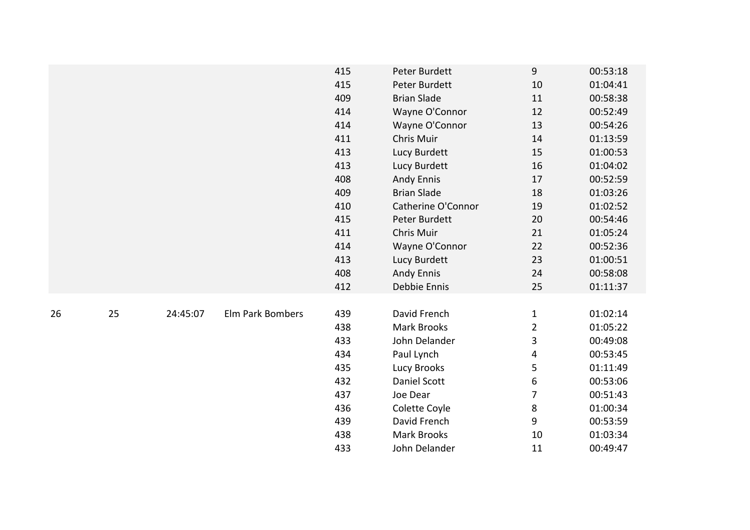| | | | | | | | |
|---|---|---|---|---|---|---|---|
| | | | | 415 | Peter Burdett | 9 | 00:53:18 |
| | | | | 415 | Peter Burdett | 10 | 01:04:41 |
| | | | | 409 | Brian Slade | 11 | 00:58:38 |
| | | | | 414 | Wayne O'Connor | 12 | 00:52:49 |
| | | | | 414 | Wayne O'Connor | 13 | 00:54:26 |
| | | | | 411 | Chris Muir | 14 | 01:13:59 |
| | | | | 413 | Lucy Burdett | 15 | 01:00:53 |
| | | | | 413 | Lucy Burdett | 16 | 01:04:02 |
| | | | | 408 | Andy Ennis | 17 | 00:52:59 |
| | | | | 409 | Brian Slade | 18 | 01:03:26 |
| | | | | 410 | Catherine O'Connor | 19 | 01:02:52 |
| | | | | 415 | Peter Burdett | 20 | 00:54:46 |
| | | | | 411 | Chris Muir | 21 | 01:05:24 |
| | | | | 414 | Wayne O'Connor | 22 | 00:52:36 |
| | | | | 413 | Lucy Burdett | 23 | 01:00:51 |
| | | | | 408 | Andy Ennis | 24 | 00:58:08 |
| | | | | 412 | Debbie Ennis | 25 | 01:11:37 |
| 26 | 25 | 24:45:07 | Elm Park Bombers | 439 | David French | 1 | 01:02:14 |
| | | | | 438 | Mark Brooks | 2 | 01:05:22 |
| | | | | 433 | John Delander | 3 | 00:49:08 |
| | | | | 434 | Paul Lynch | 4 | 00:53:45 |
| | | | | 435 | Lucy Brooks | 5 | 01:11:49 |
| | | | | 432 | Daniel Scott | 6 | 00:53:06 |
| | | | | 437 | Joe Dear | 7 | 00:51:43 |
| | | | | 436 | Colette Coyle | 8 | 01:00:34 |
| | | | | 439 | David French | 9 | 00:53:59 |
| | | | | 438 | Mark Brooks | 10 | 01:03:34 |
| | | | | 433 | John Delander | 11 | 00:49:47 |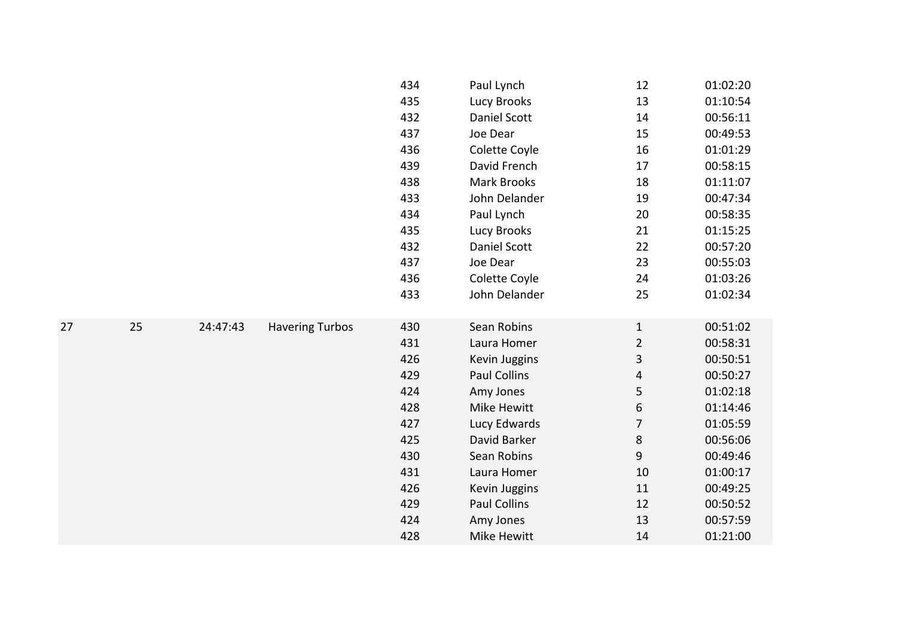| | | | | | | | |
|---|---|---|---|---|---|---|---|
| | | | | 434 | Paul Lynch | 12 | 01:02:20 |
| | | | | 435 | Lucy Brooks | 13 | 01:10:54 |
| | | | | 432 | Daniel Scott | 14 | 00:56:11 |
| | | | | 437 | Joe Dear | 15 | 00:49:53 |
| | | | | 436 | Colette Coyle | 16 | 01:01:29 |
| | | | | 439 | David French | 17 | 00:58:15 |
| | | | | 438 | Mark Brooks | 18 | 01:11:07 |
| | | | | 433 | John Delander | 19 | 00:47:34 |
| | | | | 434 | Paul Lynch | 20 | 00:58:35 |
| | | | | 435 | Lucy Brooks | 21 | 01:15:25 |
| | | | | 432 | Daniel Scott | 22 | 00:57:20 |
| | | | | 437 | Joe Dear | 23 | 00:55:03 |
| | | | | 436 | Colette Coyle | 24 | 01:03:26 |
| | | | | 433 | John Delander | 25 | 01:02:34 |
| 27 | 25 | 24:47:43 | Havering Turbos | 430 | Sean Robins | 1 | 00:51:02 |
| | | | | 431 | Laura Homer | 2 | 00:58:31 |
| | | | | 426 | Kevin Juggins | 3 | 00:50:51 |
| | | | | 429 | Paul Collins | 4 | 00:50:27 |
| | | | | 424 | Amy Jones | 5 | 01:02:18 |
| | | | | 428 | Mike Hewitt | 6 | 01:14:46 |
| | | | | 427 | Lucy Edwards | 7 | 01:05:59 |
| | | | | 425 | David Barker | 8 | 00:56:06 |
| | | | | 430 | Sean Robins | 9 | 00:49:46 |
| | | | | 431 | Laura Homer | 10 | 01:00:17 |
| | | | | 426 | Kevin Juggins | 11 | 00:49:25 |
| | | | | 429 | Paul Collins | 12 | 00:50:52 |
| | | | | 424 | Amy Jones | 13 | 00:57:59 |
| | | | | 428 | Mike Hewitt | 14 | 01:21:00 |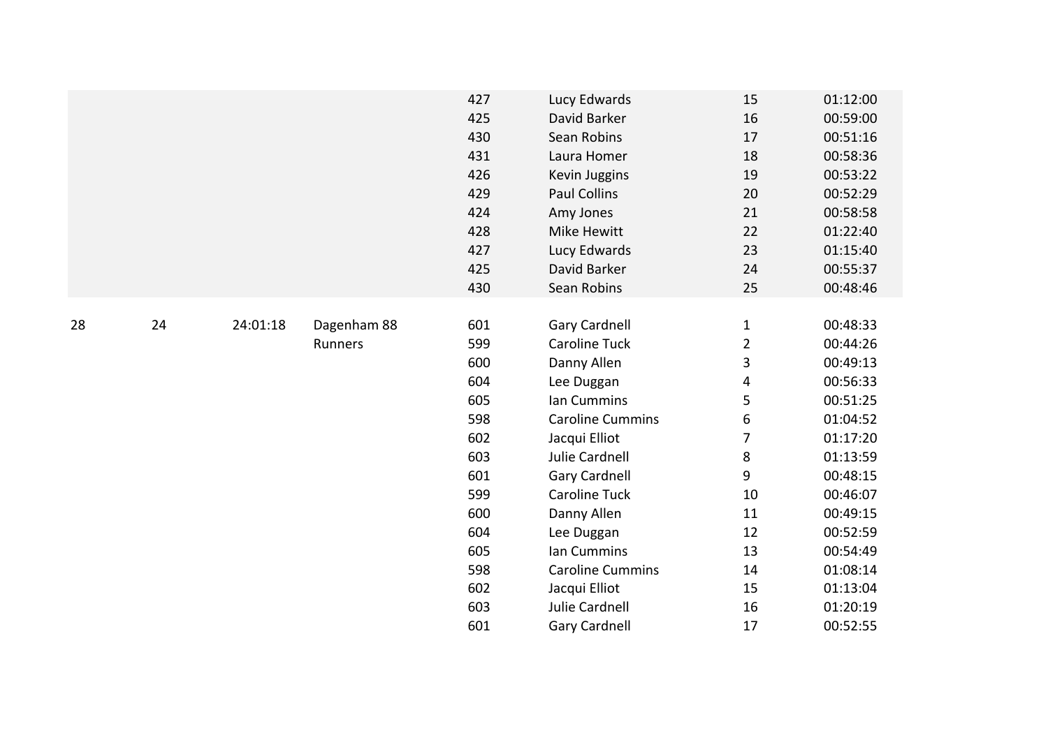| | | | | | | | |
|---|---|---|---|---|---|---|---|
| | | | | 427 | Lucy Edwards | 15 | 01:12:00 |
| | | | | 425 | David Barker | 16 | 00:59:00 |
| | | | | 430 | Sean Robins | 17 | 00:51:16 |
| | | | | 431 | Laura Homer | 18 | 00:58:36 |
| | | | | 426 | Kevin Juggins | 19 | 00:53:22 |
| | | | | 429 | Paul Collins | 20 | 00:52:29 |
| | | | | 424 | Amy Jones | 21 | 00:58:58 |
| | | | | 428 | Mike Hewitt | 22 | 01:22:40 |
| | | | | 427 | Lucy Edwards | 23 | 01:15:40 |
| | | | | 425 | David Barker | 24 | 00:55:37 |
| | | | | 430 | Sean Robins | 25 | 00:48:46 |
| 28 | 24 | 24:01:18 | Dagenham 88 Runners | 601 | Gary Cardnell | 1 | 00:48:33 |
| | | | | 599 | Caroline Tuck | 2 | 00:44:26 |
| | | | | 600 | Danny Allen | 3 | 00:49:13 |
| | | | | 604 | Lee Duggan | 4 | 00:56:33 |
| | | | | 605 | Ian Cummins | 5 | 00:51:25 |
| | | | | 598 | Caroline Cummins | 6 | 01:04:52 |
| | | | | 602 | Jacqui Elliot | 7 | 01:17:20 |
| | | | | 603 | Julie Cardnell | 8 | 01:13:59 |
| | | | | 601 | Gary Cardnell | 9 | 00:48:15 |
| | | | | 599 | Caroline Tuck | 10 | 00:46:07 |
| | | | | 600 | Danny Allen | 11 | 00:49:15 |
| | | | | 604 | Lee Duggan | 12 | 00:52:59 |
| | | | | 605 | Ian Cummins | 13 | 00:54:49 |
| | | | | 598 | Caroline Cummins | 14 | 01:08:14 |
| | | | | 602 | Jacqui Elliot | 15 | 01:13:04 |
| | | | | 603 | Julie Cardnell | 16 | 01:20:19 |
| | | | | 601 | Gary Cardnell | 17 | 00:52:55 |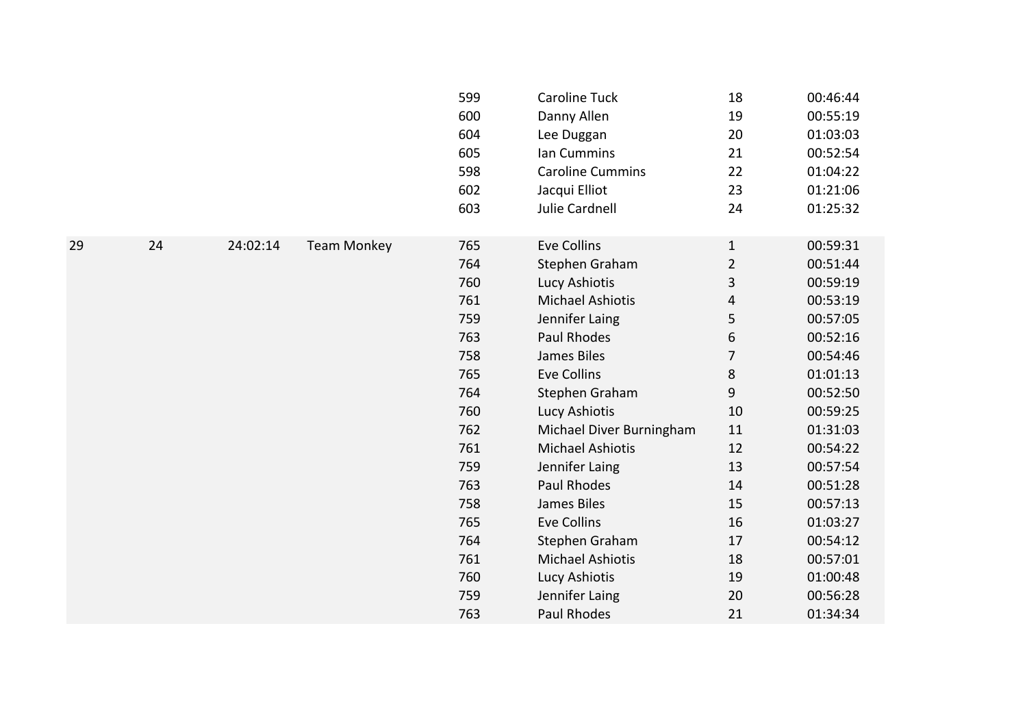| | | | | | | | |
|---|---|---|---|---|---|---|---|
| | | | | 599 | Caroline Tuck | 18 | 00:46:44 |
| | | | | 600 | Danny Allen | 19 | 00:55:19 |
| | | | | 604 | Lee Duggan | 20 | 01:03:03 |
| | | | | 605 | Ian Cummins | 21 | 00:52:54 |
| | | | | 598 | Caroline Cummins | 22 | 01:04:22 |
| | | | | 602 | Jacqui Elliot | 23 | 01:21:06 |
| | | | | 603 | Julie Cardnell | 24 | 01:25:32 |
| 29 | 24 | 24:02:14 | Team Monkey | 765 | Eve Collins | 1 | 00:59:31 |
| | | | | 764 | Stephen Graham | 2 | 00:51:44 |
| | | | | 760 | Lucy Ashiotis | 3 | 00:59:19 |
| | | | | 761 | Michael Ashiotis | 4 | 00:53:19 |
| | | | | 759 | Jennifer Laing | 5 | 00:57:05 |
| | | | | 763 | Paul Rhodes | 6 | 00:52:16 |
| | | | | 758 | James Biles | 7 | 00:54:46 |
| | | | | 765 | Eve Collins | 8 | 01:01:13 |
| | | | | 764 | Stephen Graham | 9 | 00:52:50 |
| | | | | 760 | Lucy Ashiotis | 10 | 00:59:25 |
| | | | | 762 | Michael Diver Burningham | 11 | 01:31:03 |
| | | | | 761 | Michael Ashiotis | 12 | 00:54:22 |
| | | | | 759 | Jennifer Laing | 13 | 00:57:54 |
| | | | | 763 | Paul Rhodes | 14 | 00:51:28 |
| | | | | 758 | James Biles | 15 | 00:57:13 |
| | | | | 765 | Eve Collins | 16 | 01:03:27 |
| | | | | 764 | Stephen Graham | 17 | 00:54:12 |
| | | | | 761 | Michael Ashiotis | 18 | 00:57:01 |
| | | | | 760 | Lucy Ashiotis | 19 | 01:00:48 |
| | | | | 759 | Jennifer Laing | 20 | 00:56:28 |
| | | | | 763 | Paul Rhodes | 21 | 01:34:34 |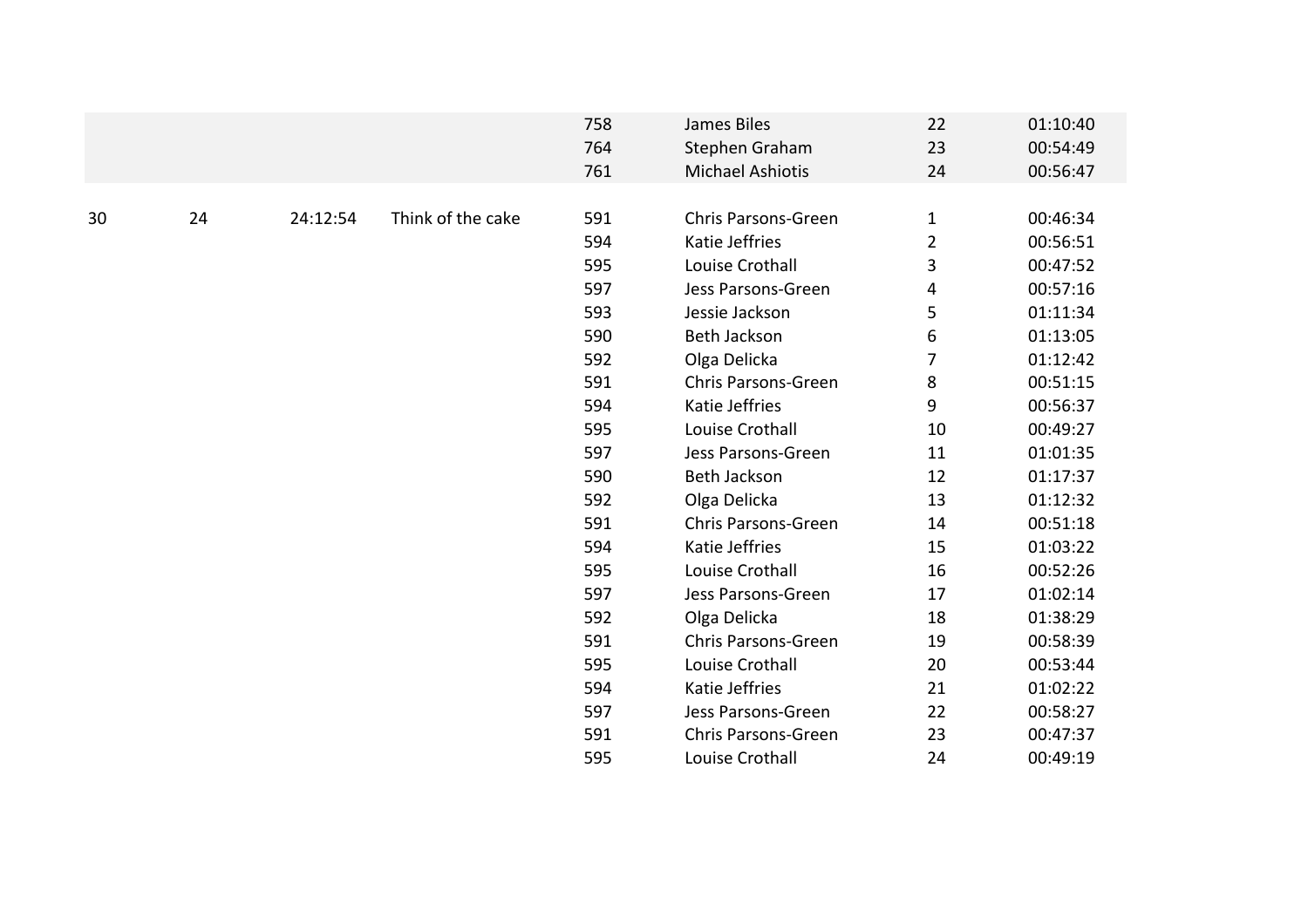| | | | | | | | |
|---|---|---|---|---|---|---|---|
| | | | | 758 | James Biles | 22 | 01:10:40 |
| | | | | 764 | Stephen Graham | 23 | 00:54:49 |
| | | | | 761 | Michael Ashiotis | 24 | 00:56:47 |
| | | | | | | | |
| 30 | 24 | 24:12:54 | Think of the cake | 591 | Chris Parsons-Green | 1 | 00:46:34 |
| | | | | 594 | Katie Jeffries | 2 | 00:56:51 |
| | | | | 595 | Louise Crothall | 3 | 00:47:52 |
| | | | | 597 | Jess Parsons-Green | 4 | 00:57:16 |
| | | | | 593 | Jessie Jackson | 5 | 01:11:34 |
| | | | | 590 | Beth Jackson | 6 | 01:13:05 |
| | | | | 592 | Olga Delicka | 7 | 01:12:42 |
| | | | | 591 | Chris Parsons-Green | 8 | 00:51:15 |
| | | | | 594 | Katie Jeffries | 9 | 00:56:37 |
| | | | | 595 | Louise Crothall | 10 | 00:49:27 |
| | | | | 597 | Jess Parsons-Green | 11 | 01:01:35 |
| | | | | 590 | Beth Jackson | 12 | 01:17:37 |
| | | | | 592 | Olga Delicka | 13 | 01:12:32 |
| | | | | 591 | Chris Parsons-Green | 14 | 00:51:18 |
| | | | | 594 | Katie Jeffries | 15 | 01:03:22 |
| | | | | 595 | Louise Crothall | 16 | 00:52:26 |
| | | | | 597 | Jess Parsons-Green | 17 | 01:02:14 |
| | | | | 592 | Olga Delicka | 18 | 01:38:29 |
| | | | | 591 | Chris Parsons-Green | 19 | 00:58:39 |
| | | | | 595 | Louise Crothall | 20 | 00:53:44 |
| | | | | 594 | Katie Jeffries | 21 | 01:02:22 |
| | | | | 597 | Jess Parsons-Green | 22 | 00:58:27 |
| | | | | 591 | Chris Parsons-Green | 23 | 00:47:37 |
| | | | | 595 | Louise Crothall | 24 | 00:49:19 |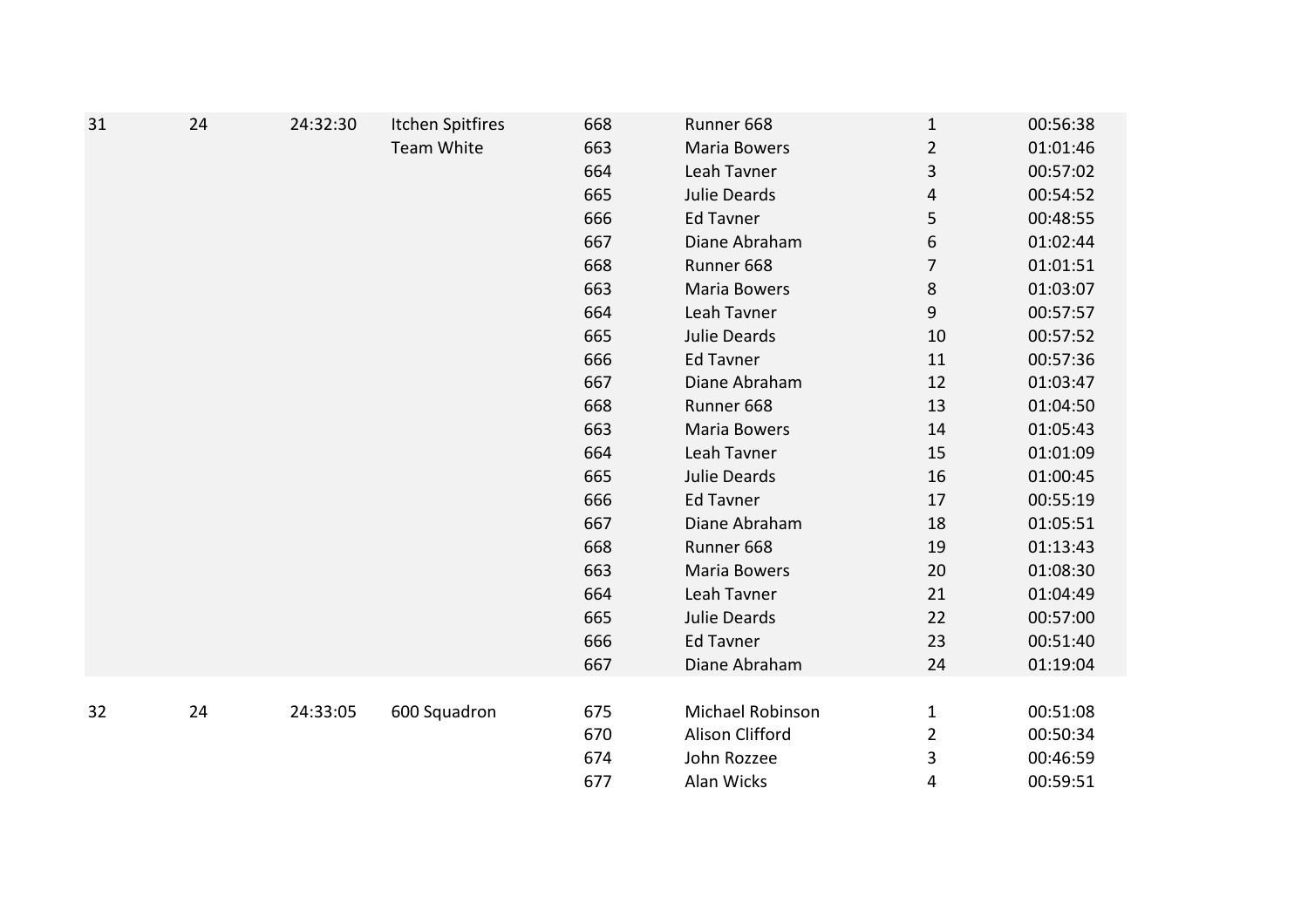| | | | | | | | |
|---|---|---|---|---|---|---|---|
| 31 | 24 | 24:32:30 | Itchen Spitfires | 668 | Runner 668 | 1 | 00:56:38 |
| | | | Team White | 663 | Maria Bowers | 2 | 01:01:46 |
| | | | | 664 | Leah Tavner | 3 | 00:57:02 |
| | | | | 665 | Julie Deards | 4 | 00:54:52 |
| | | | | 666 | Ed Tavner | 5 | 00:48:55 |
| | | | | 667 | Diane Abraham | 6 | 01:02:44 |
| | | | | 668 | Runner 668 | 7 | 01:01:51 |
| | | | | 663 | Maria Bowers | 8 | 01:03:07 |
| | | | | 664 | Leah Tavner | 9 | 00:57:57 |
| | | | | 665 | Julie Deards | 10 | 00:57:52 |
| | | | | 666 | Ed Tavner | 11 | 00:57:36 |
| | | | | 667 | Diane Abraham | 12 | 01:03:47 |
| | | | | 668 | Runner 668 | 13 | 01:04:50 |
| | | | | 663 | Maria Bowers | 14 | 01:05:43 |
| | | | | 664 | Leah Tavner | 15 | 01:01:09 |
| | | | | 665 | Julie Deards | 16 | 01:00:45 |
| | | | | 666 | Ed Tavner | 17 | 00:55:19 |
| | | | | 667 | Diane Abraham | 18 | 01:05:51 |
| | | | | 668 | Runner 668 | 19 | 01:13:43 |
| | | | | 663 | Maria Bowers | 20 | 01:08:30 |
| | | | | 664 | Leah Tavner | 21 | 01:04:49 |
| | | | | 665 | Julie Deards | 22 | 00:57:00 |
| | | | | 666 | Ed Tavner | 23 | 00:51:40 |
| | | | | 667 | Diane Abraham | 24 | 01:19:04 |
| 32 | 24 | 24:33:05 | 600 Squadron | 675 | Michael Robinson | 1 | 00:51:08 |
| | | | | 670 | Alison Clifford | 2 | 00:50:34 |
| | | | | 674 | John Rozzee | 3 | 00:46:59 |
| | | | | 677 | Alan Wicks | 4 | 00:59:51 |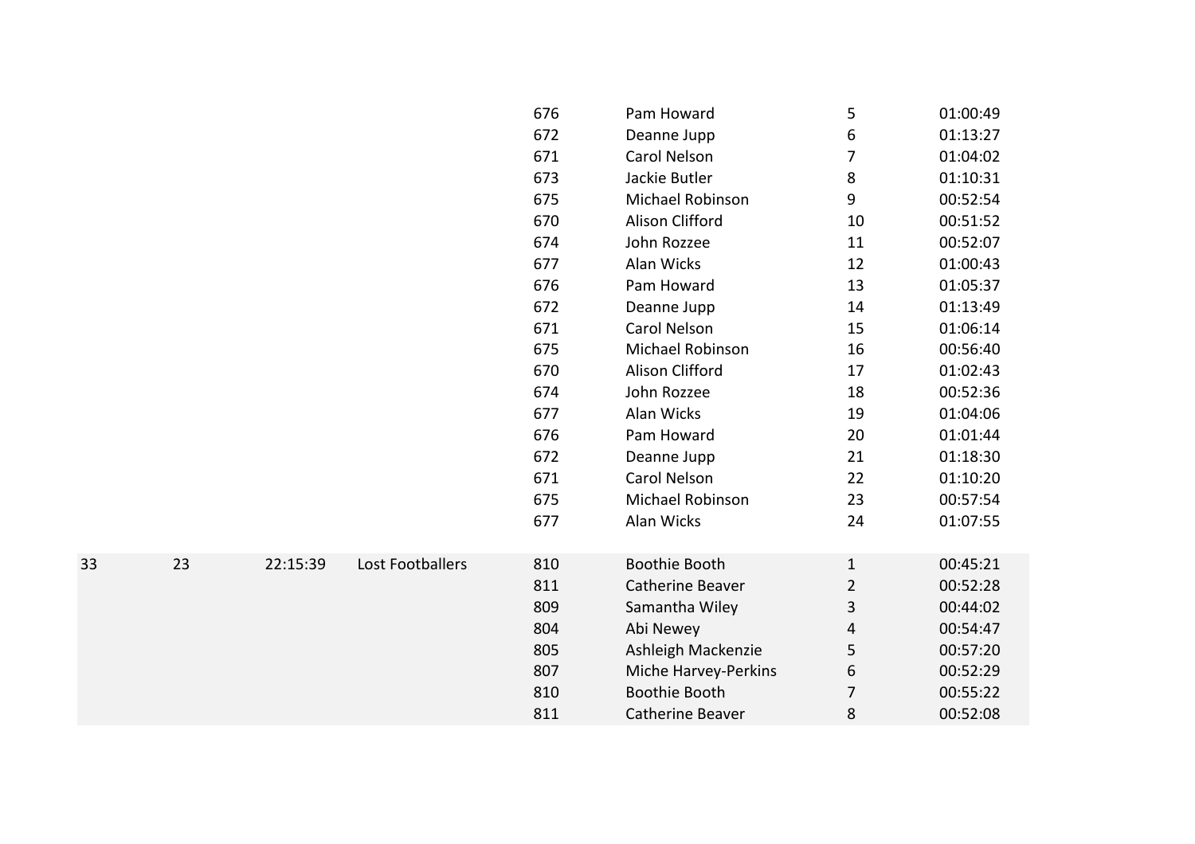| | | | | | | | |
|---|---|---|---|---|---|---|---|
| | | | | 676 | Pam Howard | 5 | 01:00:49 |
| | | | | 672 | Deanne Jupp | 6 | 01:13:27 |
| | | | | 671 | Carol Nelson | 7 | 01:04:02 |
| | | | | 673 | Jackie Butler | 8 | 01:10:31 |
| | | | | 675 | Michael Robinson | 9 | 00:52:54 |
| | | | | 670 | Alison Clifford | 10 | 00:51:52 |
| | | | | 674 | John Rozzee | 11 | 00:52:07 |
| | | | | 677 | Alan Wicks | 12 | 01:00:43 |
| | | | | 676 | Pam Howard | 13 | 01:05:37 |
| | | | | 672 | Deanne Jupp | 14 | 01:13:49 |
| | | | | 671 | Carol Nelson | 15 | 01:06:14 |
| | | | | 675 | Michael Robinson | 16 | 00:56:40 |
| | | | | 670 | Alison Clifford | 17 | 01:02:43 |
| | | | | 674 | John Rozzee | 18 | 00:52:36 |
| | | | | 677 | Alan Wicks | 19 | 01:04:06 |
| | | | | 676 | Pam Howard | 20 | 01:01:44 |
| | | | | 672 | Deanne Jupp | 21 | 01:18:30 |
| | | | | 671 | Carol Nelson | 22 | 01:10:20 |
| | | | | 675 | Michael Robinson | 23 | 00:57:54 |
| | | | | 677 | Alan Wicks | 24 | 01:07:55 |
| 33 | 23 | 22:15:39 | Lost Footballers | 810 | Boothie Booth | 1 | 00:45:21 |
| | | | | 811 | Catherine Beaver | 2 | 00:52:28 |
| | | | | 809 | Samantha Wiley | 3 | 00:44:02 |
| | | | | 804 | Abi Newey | 4 | 00:54:47 |
| | | | | 805 | Ashleigh Mackenzie | 5 | 00:57:20 |
| | | | | 807 | Miche Harvey-Perkins | 6 | 00:52:29 |
| | | | | 810 | Boothie Booth | 7 | 00:55:22 |
| | | | | 811 | Catherine Beaver | 8 | 00:52:08 |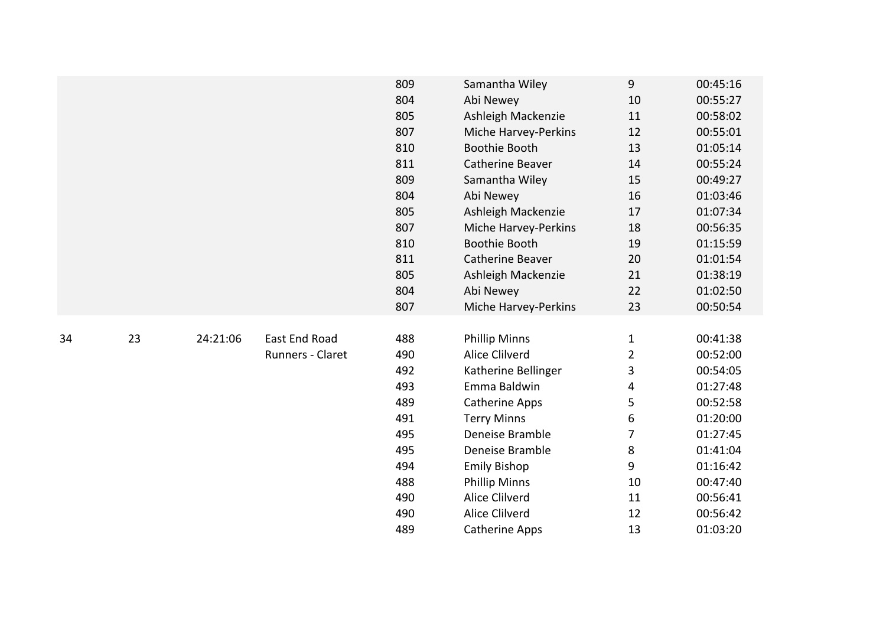| | | | | | | | |
|---|---|---|---|---|---|---|---|
| | | | | 809 | Samantha Wiley | 9 | 00:45:16 |
| | | | | 804 | Abi Newey | 10 | 00:55:27 |
| | | | | 805 | Ashleigh Mackenzie | 11 | 00:58:02 |
| | | | | 807 | Miche Harvey-Perkins | 12 | 00:55:01 |
| | | | | 810 | Boothie Booth | 13 | 01:05:14 |
| | | | | 811 | Catherine Beaver | 14 | 00:55:24 |
| | | | | 809 | Samantha Wiley | 15 | 00:49:27 |
| | | | | 804 | Abi Newey | 16 | 01:03:46 |
| | | | | 805 | Ashleigh Mackenzie | 17 | 01:07:34 |
| | | | | 807 | Miche Harvey-Perkins | 18 | 00:56:35 |
| | | | | 810 | Boothie Booth | 19 | 01:15:59 |
| | | | | 811 | Catherine Beaver | 20 | 01:01:54 |
| | | | | 805 | Ashleigh Mackenzie | 21 | 01:38:19 |
| | | | | 804 | Abi Newey | 22 | 01:02:50 |
| | | | | 807 | Miche Harvey-Perkins | 23 | 00:50:54 |
| 34 | 23 | 24:21:06 | East End Road Runners - Claret | 488 | Phillip Minns | 1 | 00:41:38 |
| | | | | 490 | Alice Clilverd | 2 | 00:52:00 |
| | | | | 492 | Katherine Bellinger | 3 | 00:54:05 |
| | | | | 493 | Emma Baldwin | 4 | 01:27:48 |
| | | | | 489 | Catherine Apps | 5 | 00:52:58 |
| | | | | 491 | Terry Minns | 6 | 01:20:00 |
| | | | | 495 | Deneise Bramble | 7 | 01:27:45 |
| | | | | 495 | Deneise Bramble | 8 | 01:41:04 |
| | | | | 494 | Emily Bishop | 9 | 01:16:42 |
| | | | | 488 | Phillip Minns | 10 | 00:47:40 |
| | | | | 490 | Alice Clilverd | 11 | 00:56:41 |
| | | | | 490 | Alice Clilverd | 12 | 00:56:42 |
| | | | | 489 | Catherine Apps | 13 | 01:03:20 |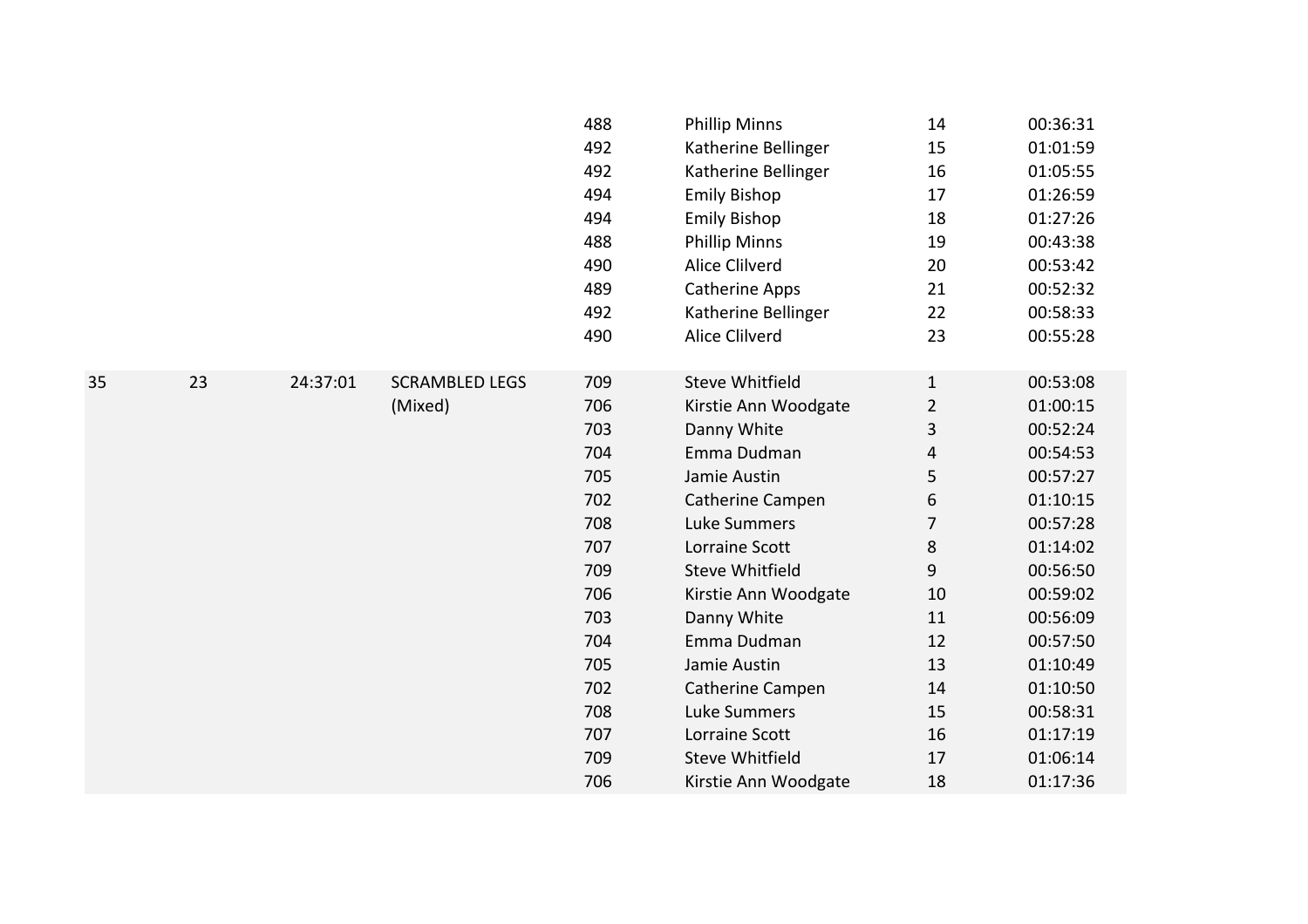| | | | | | | | |
|---|---|---|---|---|---|---|---|
| | | | | 488 | Phillip Minns | 14 | 00:36:31 |
| | | | | 492 | Katherine Bellinger | 15 | 01:01:59 |
| | | | | 492 | Katherine Bellinger | 16 | 01:05:55 |
| | | | | 494 | Emily Bishop | 17 | 01:26:59 |
| | | | | 494 | Emily Bishop | 18 | 01:27:26 |
| | | | | 488 | Phillip Minns | 19 | 00:43:38 |
| | | | | 490 | Alice Clilverd | 20 | 00:53:42 |
| | | | | 489 | Catherine Apps | 21 | 00:52:32 |
| | | | | 492 | Katherine Bellinger | 22 | 00:58:33 |
| | | | | 490 | Alice Clilverd | 23 | 00:55:28 |
| 35 | 23 | 24:37:01 | SCRAMBLED LEGS (Mixed) | 709 | Steve Whitfield | 1 | 00:53:08 |
| | | | | 706 | Kirstie Ann Woodgate | 2 | 01:00:15 |
| | | | | 703 | Danny White | 3 | 00:52:24 |
| | | | | 704 | Emma Dudman | 4 | 00:54:53 |
| | | | | 705 | Jamie Austin | 5 | 00:57:27 |
| | | | | 702 | Catherine Campen | 6 | 01:10:15 |
| | | | | 708 | Luke Summers | 7 | 00:57:28 |
| | | | | 707 | Lorraine Scott | 8 | 01:14:02 |
| | | | | 709 | Steve Whitfield | 9 | 00:56:50 |
| | | | | 706 | Kirstie Ann Woodgate | 10 | 00:59:02 |
| | | | | 703 | Danny White | 11 | 00:56:09 |
| | | | | 704 | Emma Dudman | 12 | 00:57:50 |
| | | | | 705 | Jamie Austin | 13 | 01:10:49 |
| | | | | 702 | Catherine Campen | 14 | 01:10:50 |
| | | | | 708 | Luke Summers | 15 | 00:58:31 |
| | | | | 707 | Lorraine Scott | 16 | 01:17:19 |
| | | | | 709 | Steve Whitfield | 17 | 01:06:14 |
| | | | | 706 | Kirstie Ann Woodgate | 18 | 01:17:36 |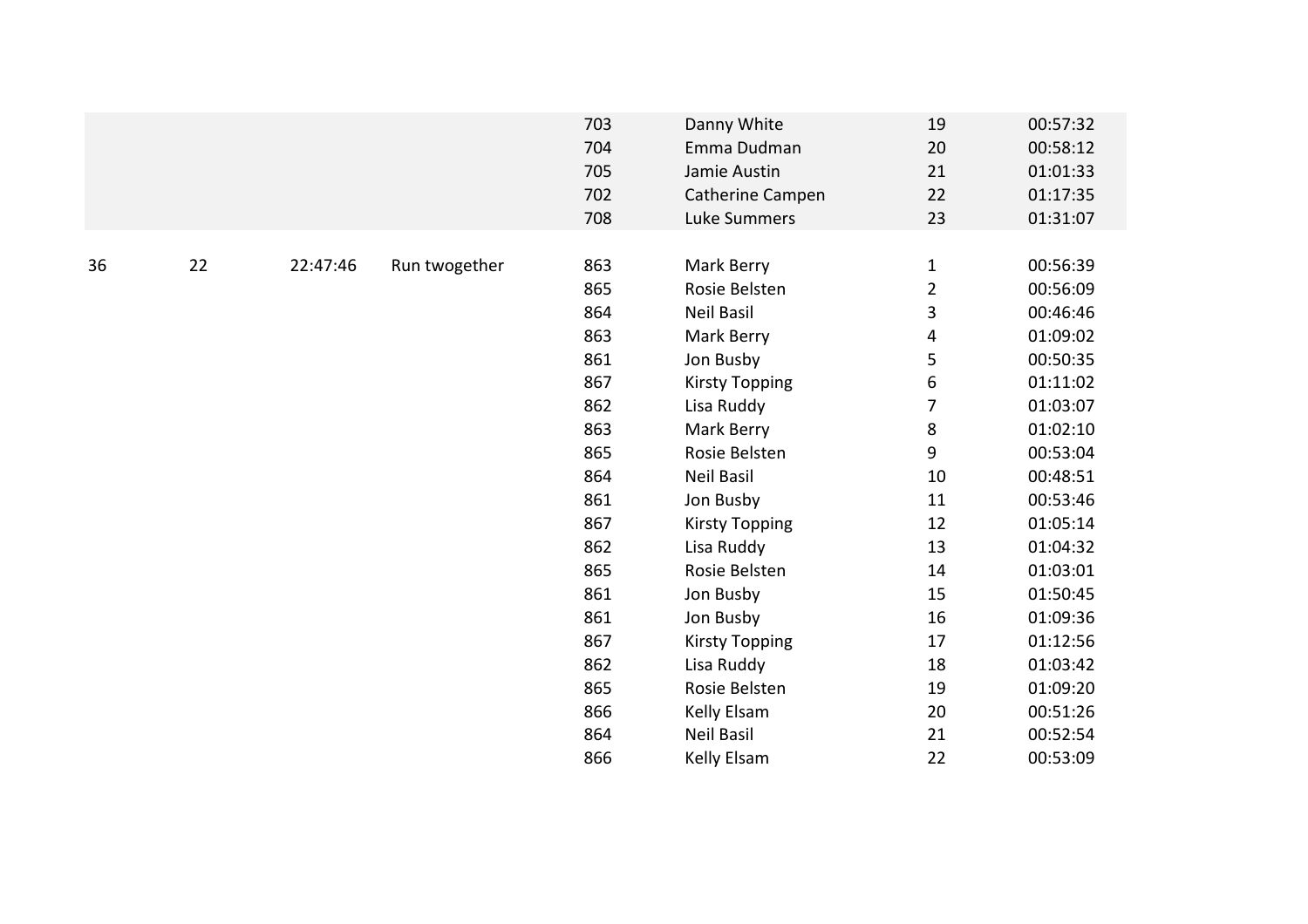| | | | | | | | |
|---|---|---|---|---|---|---|---|
| | | | | 703 | Danny White | 19 | 00:57:32 |
| | | | | 704 | Emma Dudman | 20 | 00:58:12 |
| | | | | 705 | Jamie Austin | 21 | 01:01:33 |
| | | | | 702 | Catherine Campen | 22 | 01:17:35 |
| | | | | 708 | Luke Summers | 23 | 01:31:07 |
| | | | | | | | |
| 36 | 22 | 22:47:46 | Run twogether | 863 | Mark Berry | 1 | 00:56:39 |
| | | | | 865 | Rosie Belsten | 2 | 00:56:09 |
| | | | | 864 | Neil Basil | 3 | 00:46:46 |
| | | | | 863 | Mark Berry | 4 | 01:09:02 |
| | | | | 861 | Jon Busby | 5 | 00:50:35 |
| | | | | 867 | Kirsty Topping | 6 | 01:11:02 |
| | | | | 862 | Lisa Ruddy | 7 | 01:03:07 |
| | | | | 863 | Mark Berry | 8 | 01:02:10 |
| | | | | 865 | Rosie Belsten | 9 | 00:53:04 |
| | | | | 864 | Neil Basil | 10 | 00:48:51 |
| | | | | 861 | Jon Busby | 11 | 00:53:46 |
| | | | | 867 | Kirsty Topping | 12 | 01:05:14 |
| | | | | 862 | Lisa Ruddy | 13 | 01:04:32 |
| | | | | 865 | Rosie Belsten | 14 | 01:03:01 |
| | | | | 861 | Jon Busby | 15 | 01:50:45 |
| | | | | 861 | Jon Busby | 16 | 01:09:36 |
| | | | | 867 | Kirsty Topping | 17 | 01:12:56 |
| | | | | 862 | Lisa Ruddy | 18 | 01:03:42 |
| | | | | 865 | Rosie Belsten | 19 | 01:09:20 |
| | | | | 866 | Kelly Elsam | 20 | 00:51:26 |
| | | | | 864 | Neil Basil | 21 | 00:52:54 |
| | | | | 866 | Kelly Elsam | 22 | 00:53:09 |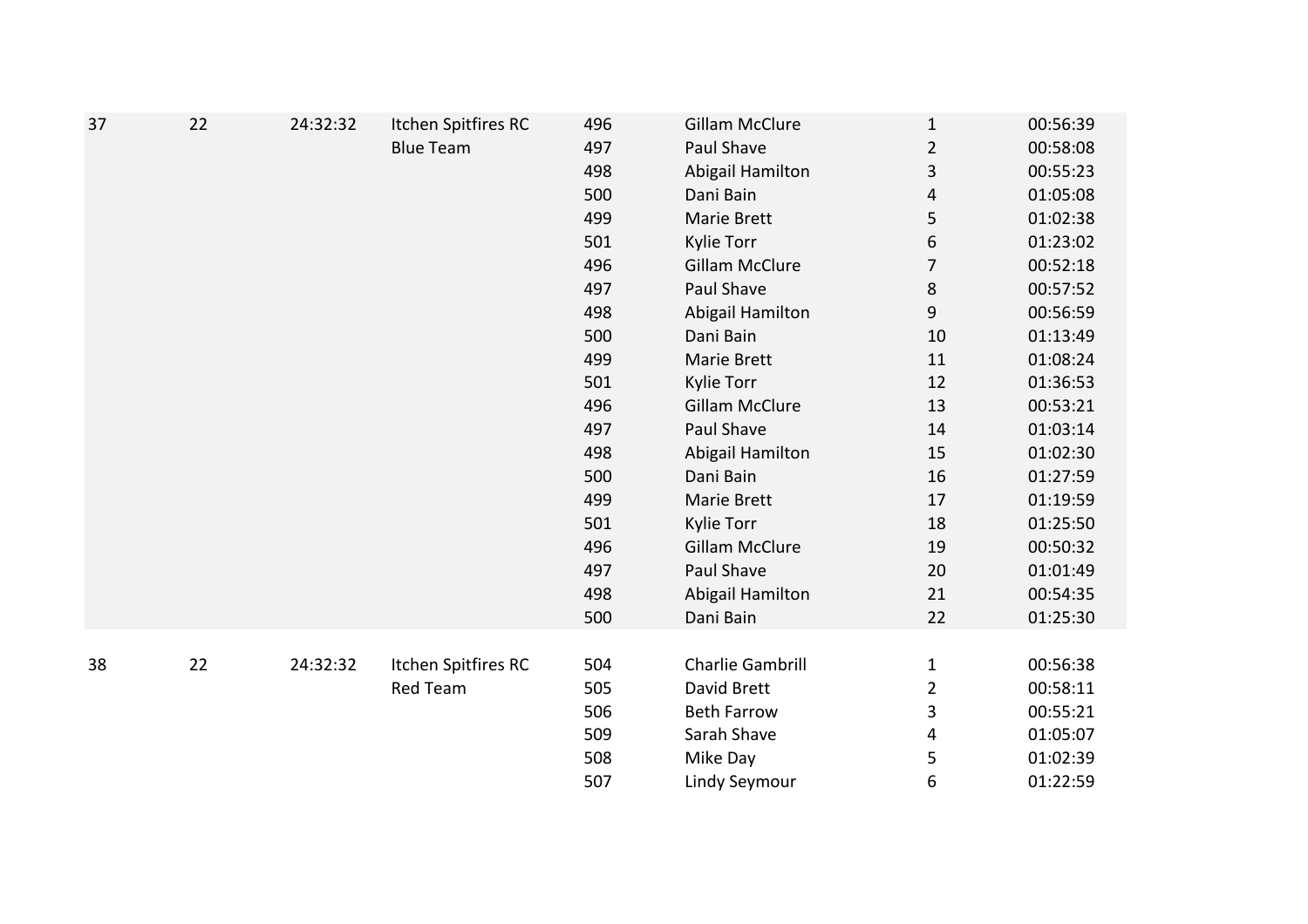| | | | | | | | |
|---|---|---|---|---|---|---|---|
| 37 | 22 | 24:32:32 | Itchen Spitfires RC | 496 | Gillam McClure | 1 | 00:56:39 |
| | | | Blue Team | 497 | Paul Shave | 2 | 00:58:08 |
| | | | | 498 | Abigail Hamilton | 3 | 00:55:23 |
| | | | | 500 | Dani Bain | 4 | 01:05:08 |
| | | | | 499 | Marie Brett | 5 | 01:02:38 |
| | | | | 501 | Kylie Torr | 6 | 01:23:02 |
| | | | | 496 | Gillam McClure | 7 | 00:52:18 |
| | | | | 497 | Paul Shave | 8 | 00:57:52 |
| | | | | 498 | Abigail Hamilton | 9 | 00:56:59 |
| | | | | 500 | Dani Bain | 10 | 01:13:49 |
| | | | | 499 | Marie Brett | 11 | 01:08:24 |
| | | | | 501 | Kylie Torr | 12 | 01:36:53 |
| | | | | 496 | Gillam McClure | 13 | 00:53:21 |
| | | | | 497 | Paul Shave | 14 | 01:03:14 |
| | | | | 498 | Abigail Hamilton | 15 | 01:02:30 |
| | | | | 500 | Dani Bain | 16 | 01:27:59 |
| | | | | 499 | Marie Brett | 17 | 01:19:59 |
| | | | | 501 | Kylie Torr | 18 | 01:25:50 |
| | | | | 496 | Gillam McClure | 19 | 00:50:32 |
| | | | | 497 | Paul Shave | 20 | 01:01:49 |
| | | | | 498 | Abigail Hamilton | 21 | 00:54:35 |
| | | | | 500 | Dani Bain | 22 | 01:25:30 |
| 38 | 22 | 24:32:32 | Itchen Spitfires RC | 504 | Charlie Gambrill | 1 | 00:56:38 |
| | | | Red Team | 505 | David Brett | 2 | 00:58:11 |
| | | | | 506 | Beth Farrow | 3 | 00:55:21 |
| | | | | 509 | Sarah Shave | 4 | 01:05:07 |
| | | | | 508 | Mike Day | 5 | 01:02:39 |
| | | | | 507 | Lindy Seymour | 6 | 01:22:59 |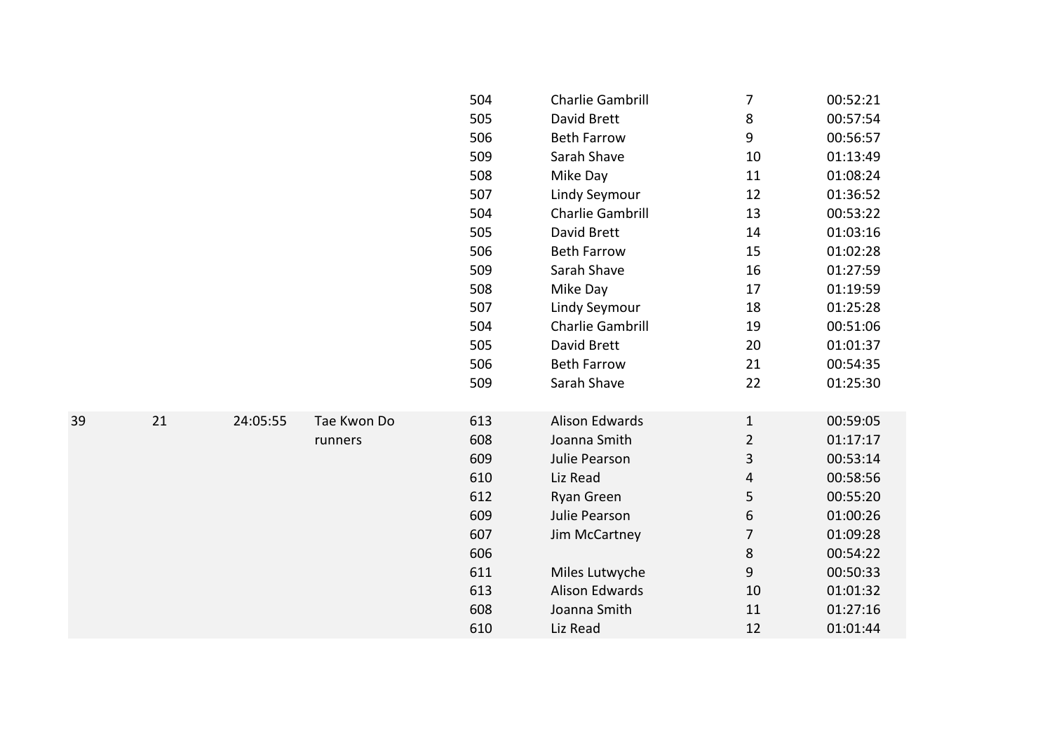| | | | | | | | |
|---|---|---|---|---|---|---|---|
| | | | | 504 | Charlie Gambrill | 7 | 00:52:21 |
| | | | | 505 | David Brett | 8 | 00:57:54 |
| | | | | 506 | Beth Farrow | 9 | 00:56:57 |
| | | | | 509 | Sarah Shave | 10 | 01:13:49 |
| | | | | 508 | Mike Day | 11 | 01:08:24 |
| | | | | 507 | Lindy Seymour | 12 | 01:36:52 |
| | | | | 504 | Charlie Gambrill | 13 | 00:53:22 |
| | | | | 505 | David Brett | 14 | 01:03:16 |
| | | | | 506 | Beth Farrow | 15 | 01:02:28 |
| | | | | 509 | Sarah Shave | 16 | 01:27:59 |
| | | | | 508 | Mike Day | 17 | 01:19:59 |
| | | | | 507 | Lindy Seymour | 18 | 01:25:28 |
| | | | | 504 | Charlie Gambrill | 19 | 00:51:06 |
| | | | | 505 | David Brett | 20 | 01:01:37 |
| | | | | 506 | Beth Farrow | 21 | 00:54:35 |
| | | | | 509 | Sarah Shave | 22 | 01:25:30 |
| 39 | 21 | 24:05:55 | Tae Kwon Do runners | 613 | Alison Edwards | 1 | 00:59:05 |
| | | | | 608 | Joanna Smith | 2 | 01:17:17 |
| | | | | 609 | Julie Pearson | 3 | 00:53:14 |
| | | | | 610 | Liz Read | 4 | 00:58:56 |
| | | | | 612 | Ryan Green | 5 | 00:55:20 |
| | | | | 609 | Julie Pearson | 6 | 01:00:26 |
| | | | | 607 | Jim McCartney | 7 | 01:09:28 |
| | | | | 606 | | 8 | 00:54:22 |
| | | | | 611 | Miles Lutwyche | 9 | 00:50:33 |
| | | | | 613 | Alison Edwards | 10 | 01:01:32 |
| | | | | 608 | Joanna Smith | 11 | 01:27:16 |
| | | | | 610 | Liz Read | 12 | 01:01:44 |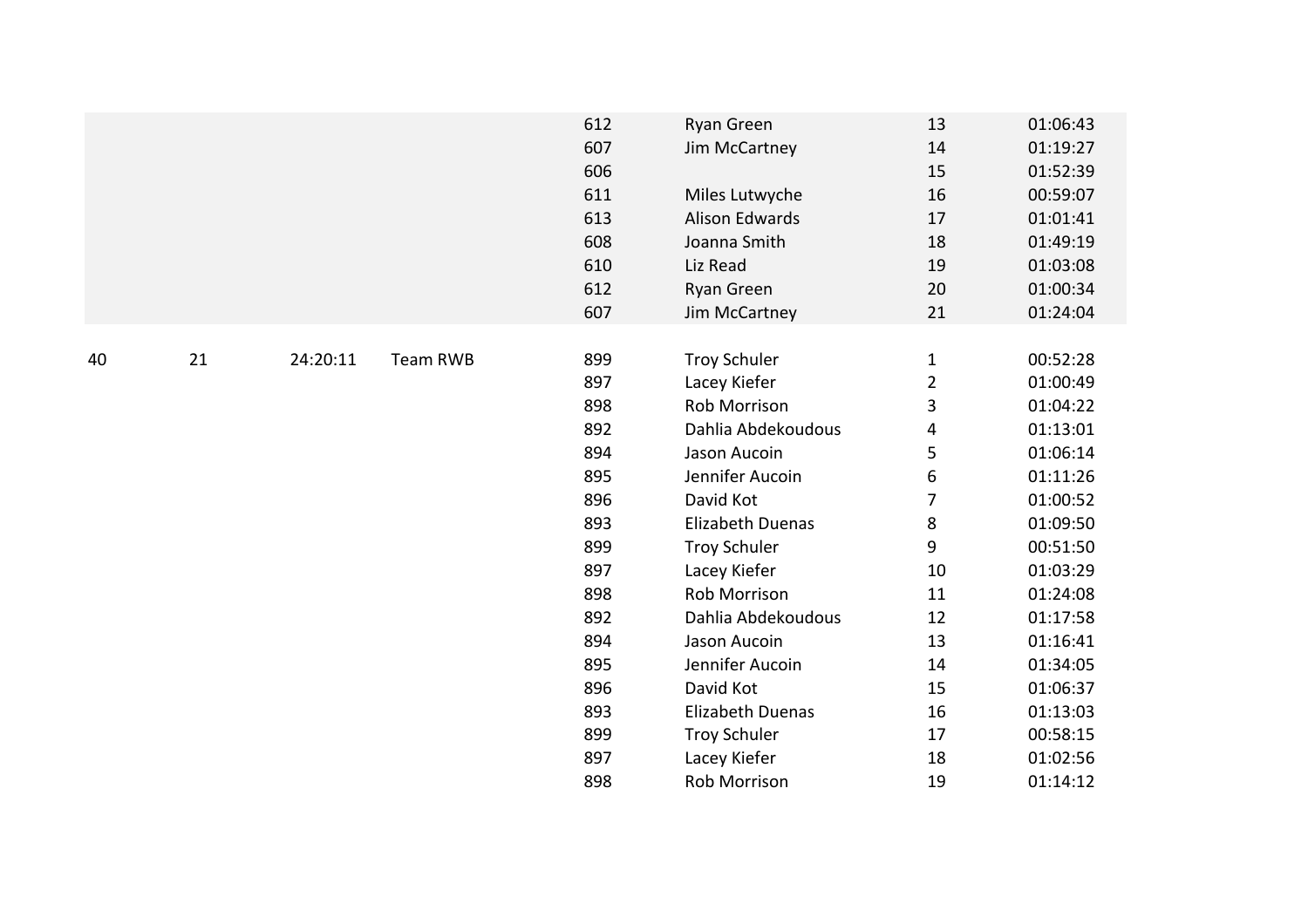| | | | | | | | |
|---|---|---|---|---|---|---|---|
| | | | | 612 | Ryan Green | 13 | 01:06:43 |
| | | | | 607 | Jim McCartney | 14 | 01:19:27 |
| | | | | 606 | | 15 | 01:52:39 |
| | | | | 611 | Miles Lutwyche | 16 | 00:59:07 |
| | | | | 613 | Alison Edwards | 17 | 01:01:41 |
| | | | | 608 | Joanna Smith | 18 | 01:49:19 |
| | | | | 610 | Liz Read | 19 | 01:03:08 |
| | | | | 612 | Ryan Green | 20 | 01:00:34 |
| | | | | 607 | Jim McCartney | 21 | 01:24:04 |
| 40 | 21 | 24:20:11 | Team RWB | 899 | Troy Schuler | 1 | 00:52:28 |
| | | | | 897 | Lacey Kiefer | 2 | 01:00:49 |
| | | | | 898 | Rob Morrison | 3 | 01:04:22 |
| | | | | 892 | Dahlia Abdekoudous | 4 | 01:13:01 |
| | | | | 894 | Jason Aucoin | 5 | 01:06:14 |
| | | | | 895 | Jennifer Aucoin | 6 | 01:11:26 |
| | | | | 896 | David Kot | 7 | 01:00:52 |
| | | | | 893 | Elizabeth Duenas | 8 | 01:09:50 |
| | | | | 899 | Troy Schuler | 9 | 00:51:50 |
| | | | | 897 | Lacey Kiefer | 10 | 01:03:29 |
| | | | | 898 | Rob Morrison | 11 | 01:24:08 |
| | | | | 892 | Dahlia Abdekoudous | 12 | 01:17:58 |
| | | | | 894 | Jason Aucoin | 13 | 01:16:41 |
| | | | | 895 | Jennifer Aucoin | 14 | 01:34:05 |
| | | | | 896 | David Kot | 15 | 01:06:37 |
| | | | | 893 | Elizabeth Duenas | 16 | 01:13:03 |
| | | | | 899 | Troy Schuler | 17 | 00:58:15 |
| | | | | 897 | Lacey Kiefer | 18 | 01:02:56 |
| | | | | 898 | Rob Morrison | 19 | 01:14:12 |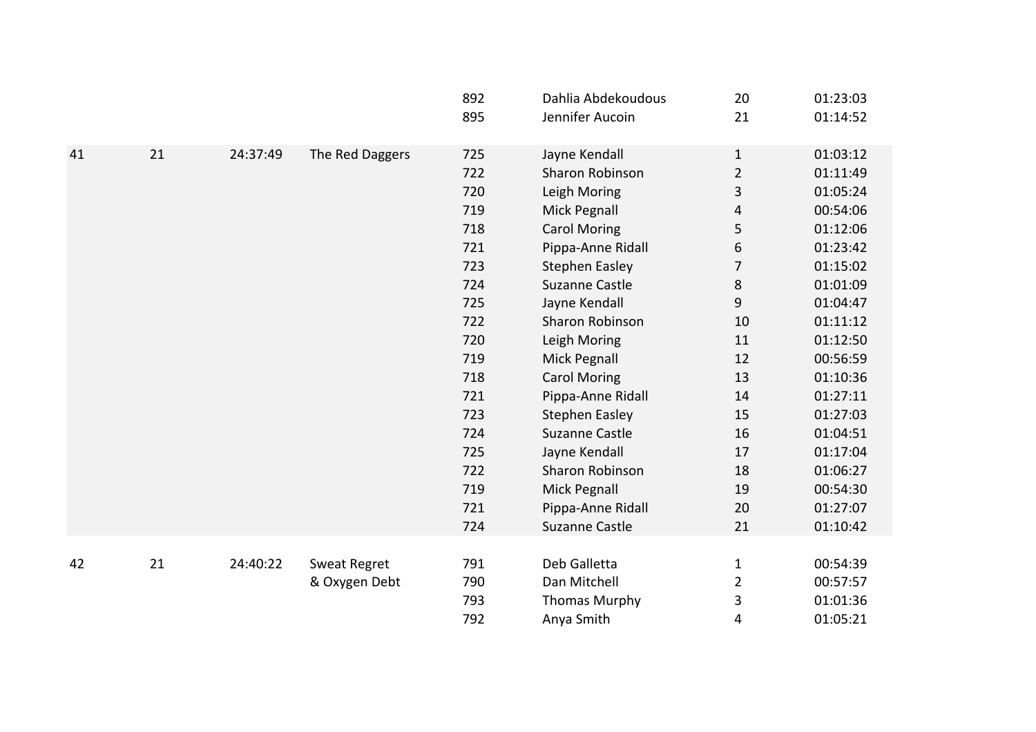| | | | | 892 | Dahlia Abdekoudous | 20 | 01:23:03 |
|---|---|---|---|---|---|---|---|
| | | | | 895 | Jennifer Aucoin | 21 | 01:14:52 |
| 41 | 21 | 24:37:49 | The Red Daggers | 725 | Jayne Kendall | 1 | 01:03:12 |
| | | | | 722 | Sharon Robinson | 2 | 01:11:49 |
| | | | | 720 | Leigh Moring | 3 | 01:05:24 |
| | | | | 719 | Mick Pegnall | 4 | 00:54:06 |
| | | | | 718 | Carol Moring | 5 | 01:12:06 |
| | | | | 721 | Pippa-Anne Ridall | 6 | 01:23:42 |
| | | | | 723 | Stephen Easley | 7 | 01:15:02 |
| | | | | 724 | Suzanne Castle | 8 | 01:01:09 |
| | | | | 725 | Jayne Kendall | 9 | 01:04:47 |
| | | | | 722 | Sharon Robinson | 10 | 01:11:12 |
| | | | | 720 | Leigh Moring | 11 | 01:12:50 |
| | | | | 719 | Mick Pegnall | 12 | 00:56:59 |
| | | | | 718 | Carol Moring | 13 | 01:10:36 |
| | | | | 721 | Pippa-Anne Ridall | 14 | 01:27:11 |
| | | | | 723 | Stephen Easley | 15 | 01:27:03 |
| | | | | 724 | Suzanne Castle | 16 | 01:04:51 |
| | | | | 725 | Jayne Kendall | 17 | 01:17:04 |
| | | | | 722 | Sharon Robinson | 18 | 01:06:27 |
| | | | | 719 | Mick Pegnall | 19 | 00:54:30 |
| | | | | 721 | Pippa-Anne Ridall | 20 | 01:27:07 |
| | | | | 724 | Suzanne Castle | 21 | 01:10:42 |
| 42 | 21 | 24:40:22 | Sweat Regret & Oxygen Debt | 791 | Deb Galletta | 1 | 00:54:39 |
| | | | | 790 | Dan Mitchell | 2 | 00:57:57 |
| | | | | 793 | Thomas Murphy | 3 | 01:01:36 |
| | | | | 792 | Anya Smith | 4 | 01:05:21 |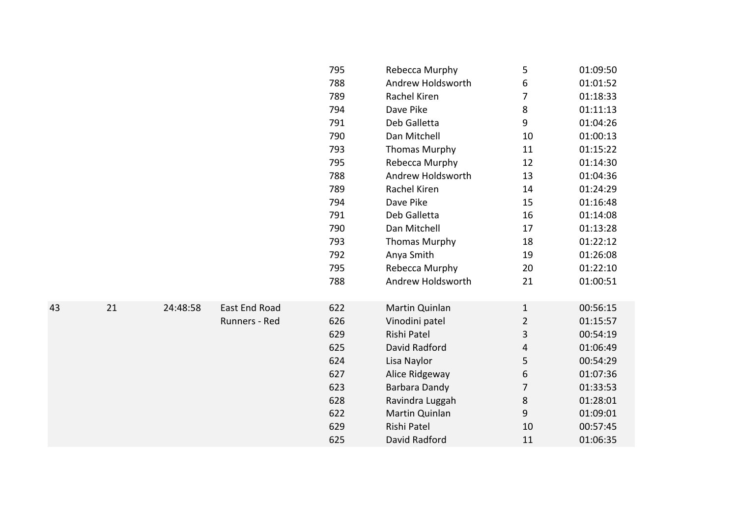|  |  |  |  |  |  |  |  |
|---|---|---|---|---|---|---|---|
|  |  |  |  | 795 | Rebecca Murphy | 5 | 01:09:50 |
|  |  |  |  | 788 | Andrew Holdsworth | 6 | 01:01:52 |
|  |  |  |  | 789 | Rachel Kiren | 7 | 01:18:33 |
|  |  |  |  | 794 | Dave Pike | 8 | 01:11:13 |
|  |  |  |  | 791 | Deb Galletta | 9 | 01:04:26 |
|  |  |  |  | 790 | Dan Mitchell | 10 | 01:00:13 |
|  |  |  |  | 793 | Thomas Murphy | 11 | 01:15:22 |
|  |  |  |  | 795 | Rebecca Murphy | 12 | 01:14:30 |
|  |  |  |  | 788 | Andrew Holdsworth | 13 | 01:04:36 |
|  |  |  |  | 789 | Rachel Kiren | 14 | 01:24:29 |
|  |  |  |  | 794 | Dave Pike | 15 | 01:16:48 |
|  |  |  |  | 791 | Deb Galletta | 16 | 01:14:08 |
|  |  |  |  | 790 | Dan Mitchell | 17 | 01:13:28 |
|  |  |  |  | 793 | Thomas Murphy | 18 | 01:22:12 |
|  |  |  |  | 792 | Anya Smith | 19 | 01:26:08 |
|  |  |  |  | 795 | Rebecca Murphy | 20 | 01:22:10 |
|  |  |  |  | 788 | Andrew Holdsworth | 21 | 01:00:51 |
| 43 | 21 | 24:48:58 | East End Road Runners - Red | 622 | Martin Quinlan | 1 | 00:56:15 |
|  |  |  |  | 626 | Vinodini patel | 2 | 01:15:57 |
|  |  |  |  | 629 | Rishi Patel | 3 | 00:54:19 |
|  |  |  |  | 625 | David Radford | 4 | 01:06:49 |
|  |  |  |  | 624 | Lisa Naylor | 5 | 00:54:29 |
|  |  |  |  | 627 | Alice Ridgeway | 6 | 01:07:36 |
|  |  |  |  | 623 | Barbara Dandy | 7 | 01:33:53 |
|  |  |  |  | 628 | Ravindra Luggah | 8 | 01:28:01 |
|  |  |  |  | 622 | Martin Quinlan | 9 | 01:09:01 |
|  |  |  |  | 629 | Rishi Patel | 10 | 00:57:45 |
|  |  |  |  | 625 | David Radford | 11 | 01:06:35 |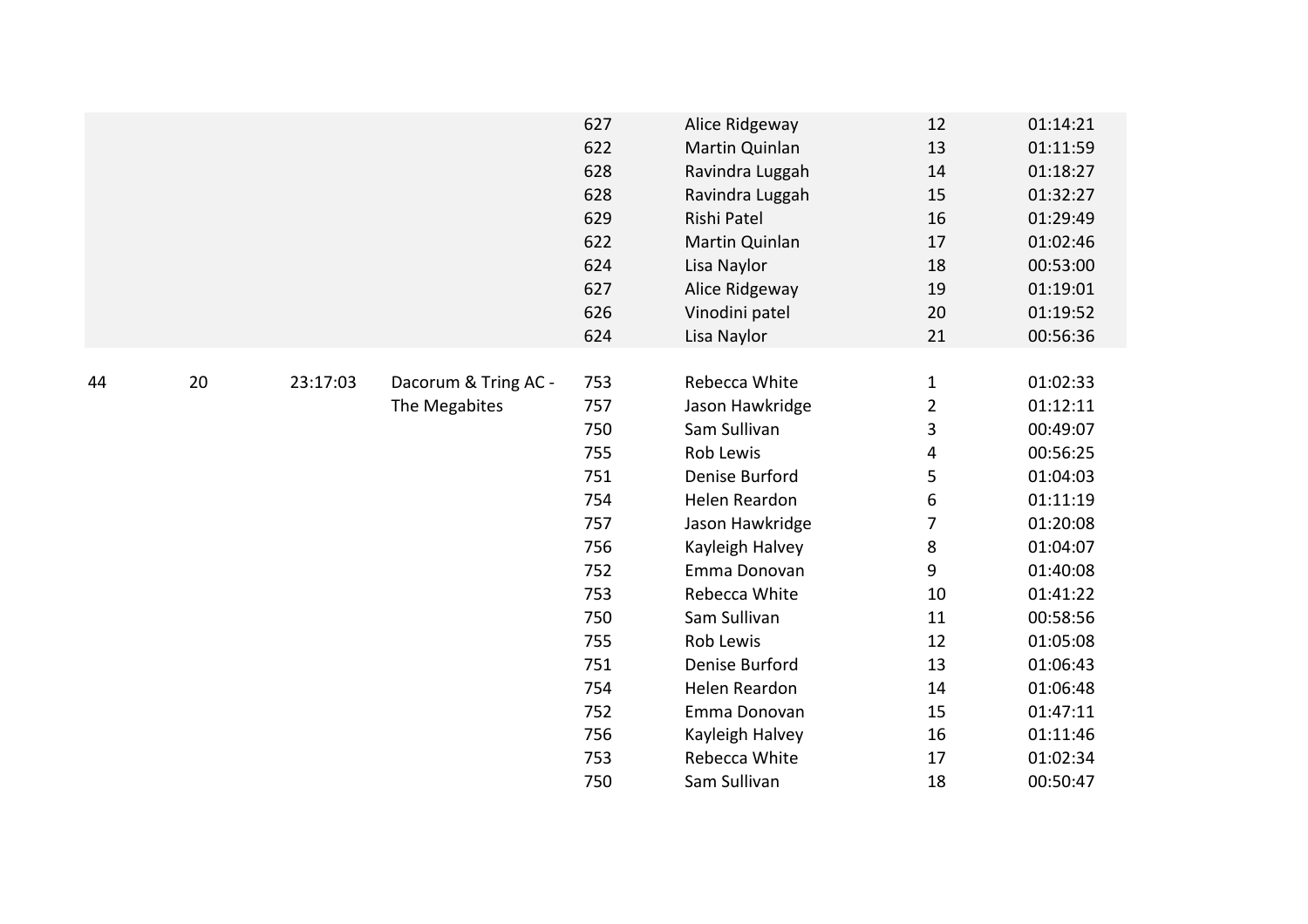| | | | | | | | |
|---|---|---|---|---|---|---|---|
| | | | | 627 | Alice Ridgeway | 12 | 01:14:21 |
| | | | | 622 | Martin Quinlan | 13 | 01:11:59 |
| | | | | 628 | Ravindra Luggah | 14 | 01:18:27 |
| | | | | 628 | Ravindra Luggah | 15 | 01:32:27 |
| | | | | 629 | Rishi Patel | 16 | 01:29:49 |
| | | | | 622 | Martin Quinlan | 17 | 01:02:46 |
| | | | | 624 | Lisa Naylor | 18 | 00:53:00 |
| | | | | 627 | Alice Ridgeway | 19 | 01:19:01 |
| | | | | 626 | Vinodini patel | 20 | 01:19:52 |
| | | | | 624 | Lisa Naylor | 21 | 00:56:36 |
| 44 | 20 | 23:17:03 | Dacorum & Tring AC - The Megabites | 753 | Rebecca White | 1 | 01:02:33 |
| | | | | 757 | Jason Hawkridge | 2 | 01:12:11 |
| | | | | 750 | Sam Sullivan | 3 | 00:49:07 |
| | | | | 755 | Rob Lewis | 4 | 00:56:25 |
| | | | | 751 | Denise Burford | 5 | 01:04:03 |
| | | | | 754 | Helen Reardon | 6 | 01:11:19 |
| | | | | 757 | Jason Hawkridge | 7 | 01:20:08 |
| | | | | 756 | Kayleigh Halvey | 8 | 01:04:07 |
| | | | | 752 | Emma Donovan | 9 | 01:40:08 |
| | | | | 753 | Rebecca White | 10 | 01:41:22 |
| | | | | 750 | Sam Sullivan | 11 | 00:58:56 |
| | | | | 755 | Rob Lewis | 12 | 01:05:08 |
| | | | | 751 | Denise Burford | 13 | 01:06:43 |
| | | | | 754 | Helen Reardon | 14 | 01:06:48 |
| | | | | 752 | Emma Donovan | 15 | 01:47:11 |
| | | | | 756 | Kayleigh Halvey | 16 | 01:11:46 |
| | | | | 753 | Rebecca White | 17 | 01:02:34 |
| | | | | 750 | Sam Sullivan | 18 | 00:50:47 |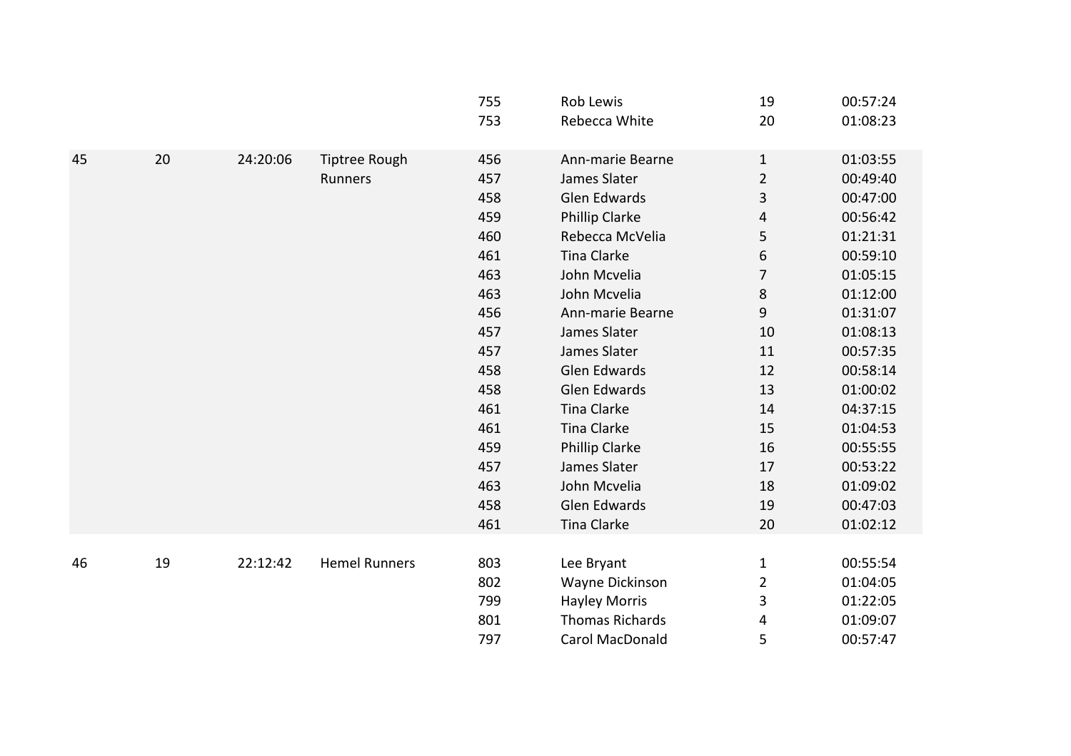| | | | | | | | |
|---|---|---|---|---|---|---|---|
| | | | | 755 | Rob Lewis | 19 | 00:57:24 |
| | | | | 753 | Rebecca White | 20 | 01:08:23 |
| 45 | 20 | 24:20:06 | Tiptree Rough Runners | 456 | Ann-marie Bearne | 1 | 01:03:55 |
| | | | | 457 | James Slater | 2 | 00:49:40 |
| | | | | 458 | Glen Edwards | 3 | 00:47:00 |
| | | | | 459 | Phillip Clarke | 4 | 00:56:42 |
| | | | | 460 | Rebecca McVelia | 5 | 01:21:31 |
| | | | | 461 | Tina Clarke | 6 | 00:59:10 |
| | | | | 463 | John Mcvelia | 7 | 01:05:15 |
| | | | | 463 | John Mcvelia | 8 | 01:12:00 |
| | | | | 456 | Ann-marie Bearne | 9 | 01:31:07 |
| | | | | 457 | James Slater | 10 | 01:08:13 |
| | | | | 457 | James Slater | 11 | 00:57:35 |
| | | | | 458 | Glen Edwards | 12 | 00:58:14 |
| | | | | 458 | Glen Edwards | 13 | 01:00:02 |
| | | | | 461 | Tina Clarke | 14 | 04:37:15 |
| | | | | 461 | Tina Clarke | 15 | 01:04:53 |
| | | | | 459 | Phillip Clarke | 16 | 00:55:55 |
| | | | | 457 | James Slater | 17 | 00:53:22 |
| | | | | 463 | John Mcvelia | 18 | 01:09:02 |
| | | | | 458 | Glen Edwards | 19 | 00:47:03 |
| | | | | 461 | Tina Clarke | 20 | 01:02:12 |
| 46 | 19 | 22:12:42 | Hemel Runners | 803 | Lee Bryant | 1 | 00:55:54 |
| | | | | 802 | Wayne Dickinson | 2 | 01:04:05 |
| | | | | 799 | Hayley Morris | 3 | 01:22:05 |
| | | | | 801 | Thomas Richards | 4 | 01:09:07 |
| | | | | 797 | Carol MacDonald | 5 | 00:57:47 |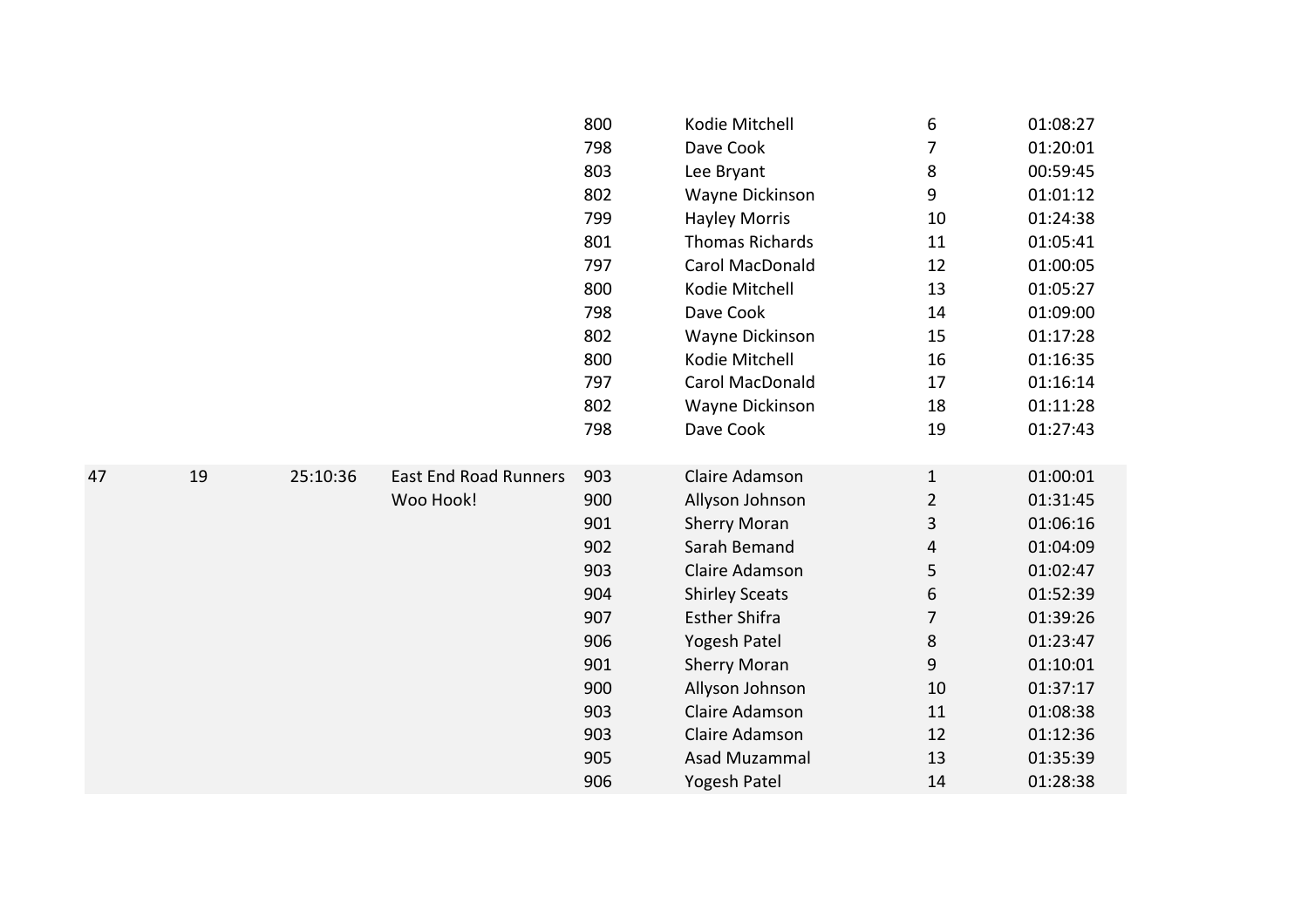| | | | | | | | |
|---|---|---|---|---|---|---|---|
| | | | | 800 | Kodie Mitchell | 6 | 01:08:27 |
| | | | | 798 | Dave Cook | 7 | 01:20:01 |
| | | | | 803 | Lee Bryant | 8 | 00:59:45 |
| | | | | 802 | Wayne Dickinson | 9 | 01:01:12 |
| | | | | 799 | Hayley Morris | 10 | 01:24:38 |
| | | | | 801 | Thomas Richards | 11 | 01:05:41 |
| | | | | 797 | Carol MacDonald | 12 | 01:00:05 |
| | | | | 800 | Kodie Mitchell | 13 | 01:05:27 |
| | | | | 798 | Dave Cook | 14 | 01:09:00 |
| | | | | 802 | Wayne Dickinson | 15 | 01:17:28 |
| | | | | 800 | Kodie Mitchell | 16 | 01:16:35 |
| | | | | 797 | Carol MacDonald | 17 | 01:16:14 |
| | | | | 802 | Wayne Dickinson | 18 | 01:11:28 |
| | | | | 798 | Dave Cook | 19 | 01:27:43 |
| 47 | 19 | 25:10:36 | East End Road Runners | 903 | Claire Adamson | 1 | 01:00:01 |
| | | | Woo Hook! | 900 | Allyson Johnson | 2 | 01:31:45 |
| | | | | 901 | Sherry Moran | 3 | 01:06:16 |
| | | | | 902 | Sarah Bemand | 4 | 01:04:09 |
| | | | | 903 | Claire Adamson | 5 | 01:02:47 |
| | | | | 904 | Shirley Sceats | 6 | 01:52:39 |
| | | | | 907 | Esther Shifra | 7 | 01:39:26 |
| | | | | 906 | Yogesh Patel | 8 | 01:23:47 |
| | | | | 901 | Sherry Moran | 9 | 01:10:01 |
| | | | | 900 | Allyson Johnson | 10 | 01:37:17 |
| | | | | 903 | Claire Adamson | 11 | 01:08:38 |
| | | | | 903 | Claire Adamson | 12 | 01:12:36 |
| | | | | 905 | Asad Muzammal | 13 | 01:35:39 |
| | | | | 906 | Yogesh Patel | 14 | 01:28:38 |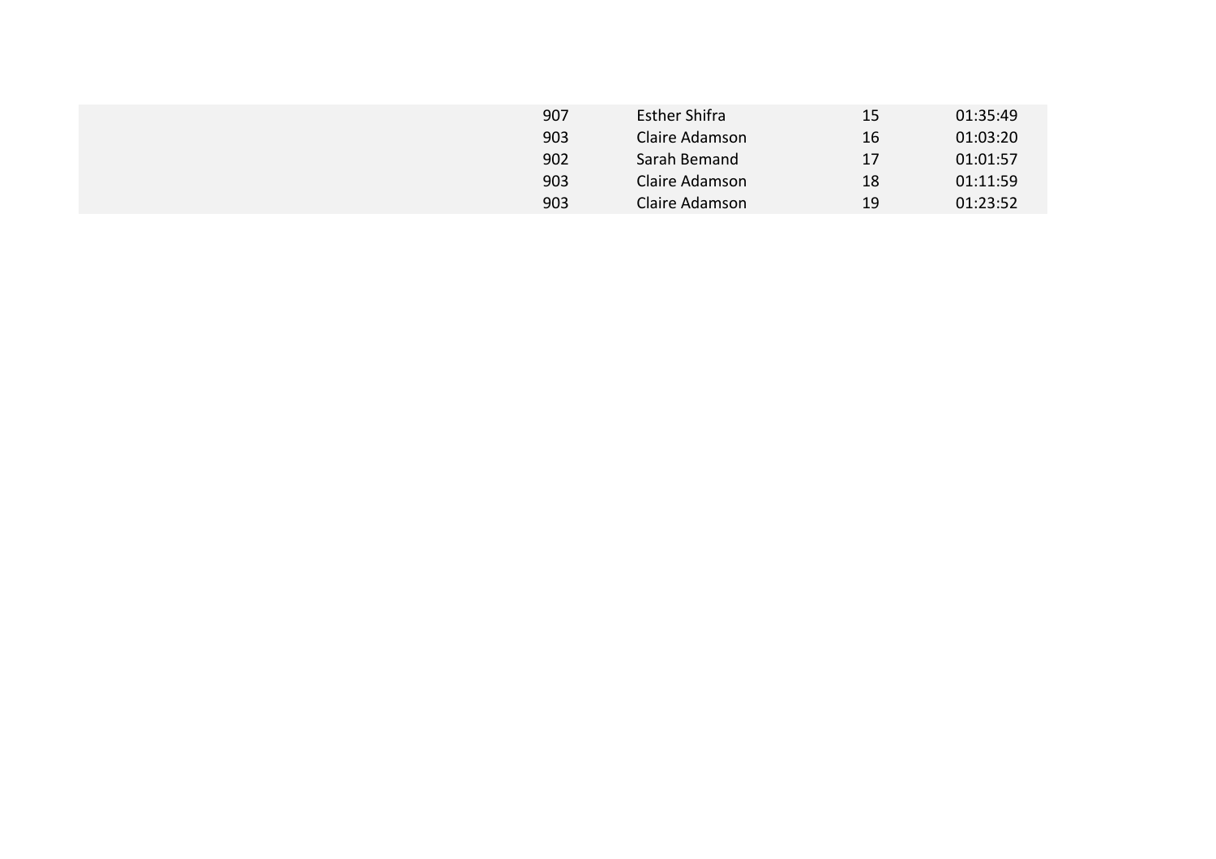| | | | |
|---|---|---|---|
| 907 | Esther Shifra | 15 | 01:35:49 |
| 903 | Claire Adamson | 16 | 01:03:20 |
| 902 | Sarah Bemand | 17 | 01:01:57 |
| 903 | Claire Adamson | 18 | 01:11:59 |
| 903 | Claire Adamson | 19 | 01:23:52 |